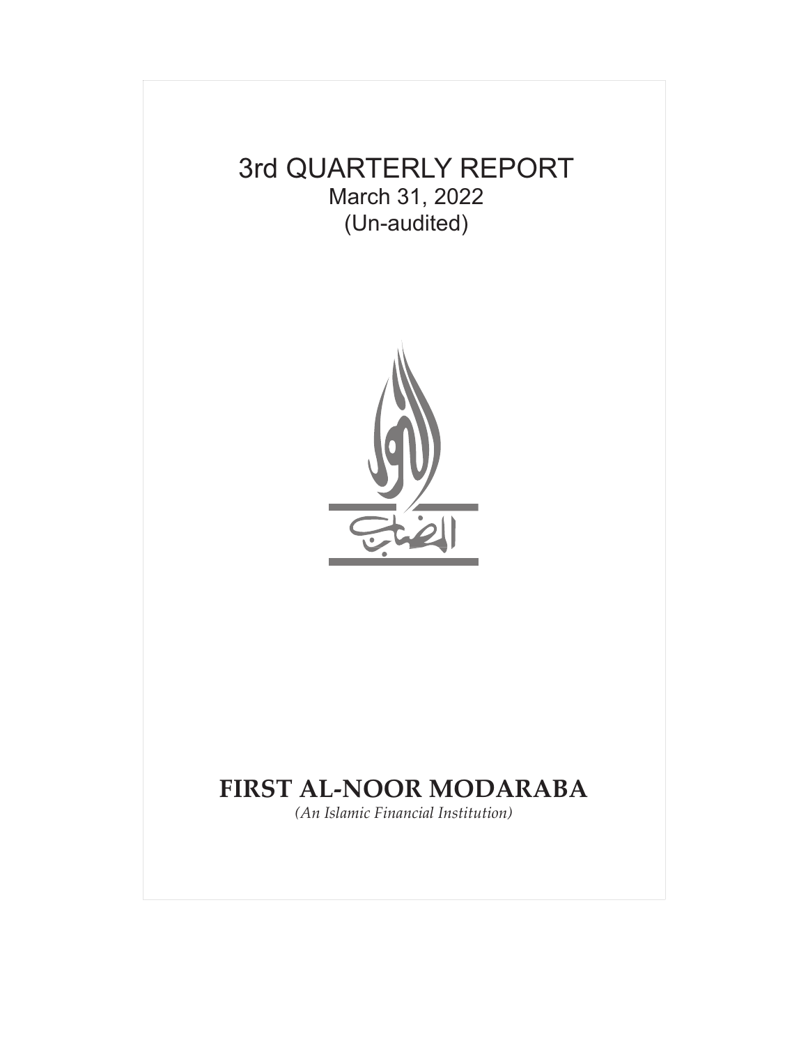# 3rd QUARTERLY REPORT

March 31, 2022

(Un-audited)

# FIRST AL-NOOR MODARABA

*(An Islamic Financial Institution)*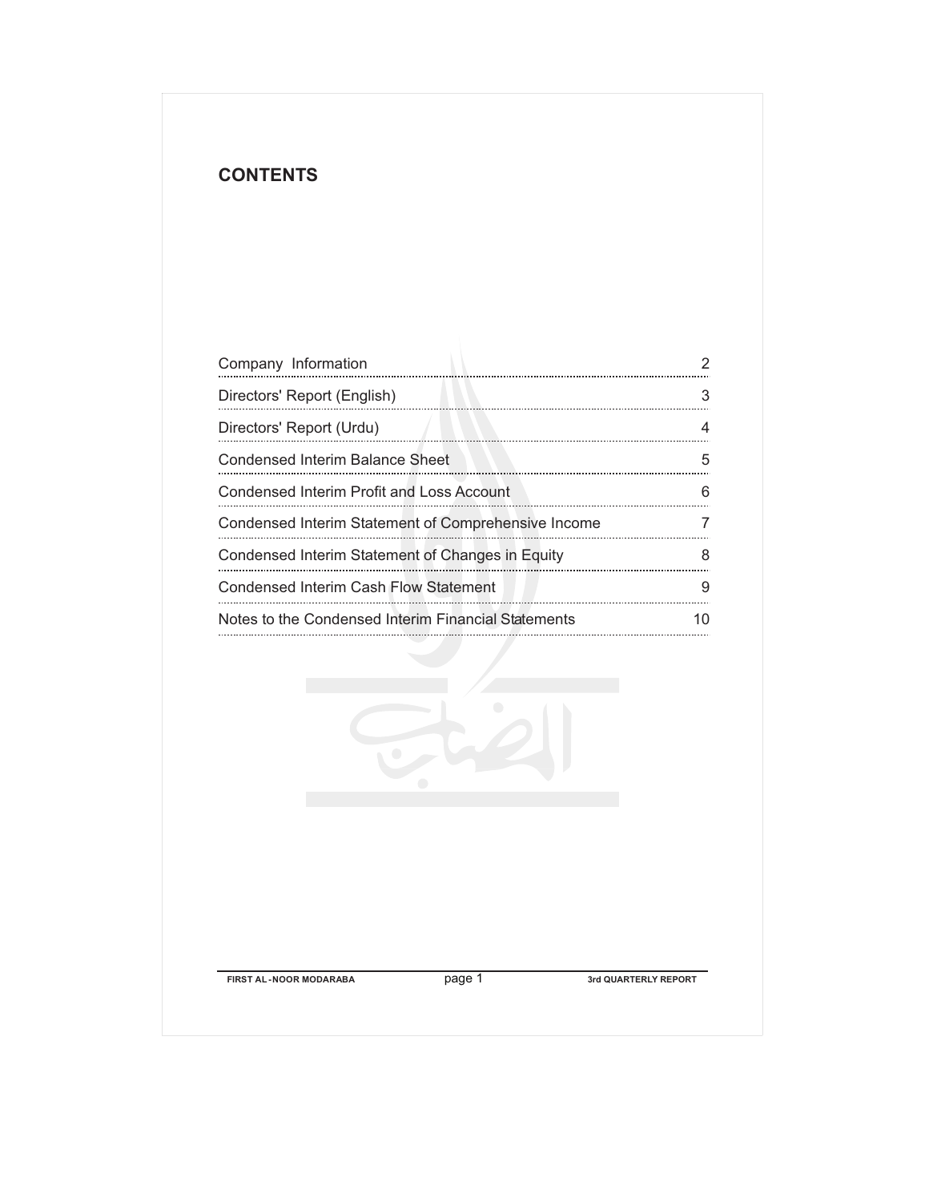## CONTENTS

| | |
|---|---|
| Company Information | 2 |
| Directors' Report (English) | 3 |
| Directors' Report (Urdu) | 4 |
| Condensed Interim Balance Sheet | 5 |
| Condensed Interim Profit and Loss Account | 6 |
| Condensed Interim Statement of Comprehensive Income | 7 |
| Condensed Interim Statement of Changes in Equity | 8 |
| Condensed Interim Cash Flow Statement | 9 |
| Notes to the Condensed Interim Financial Statements | 10 |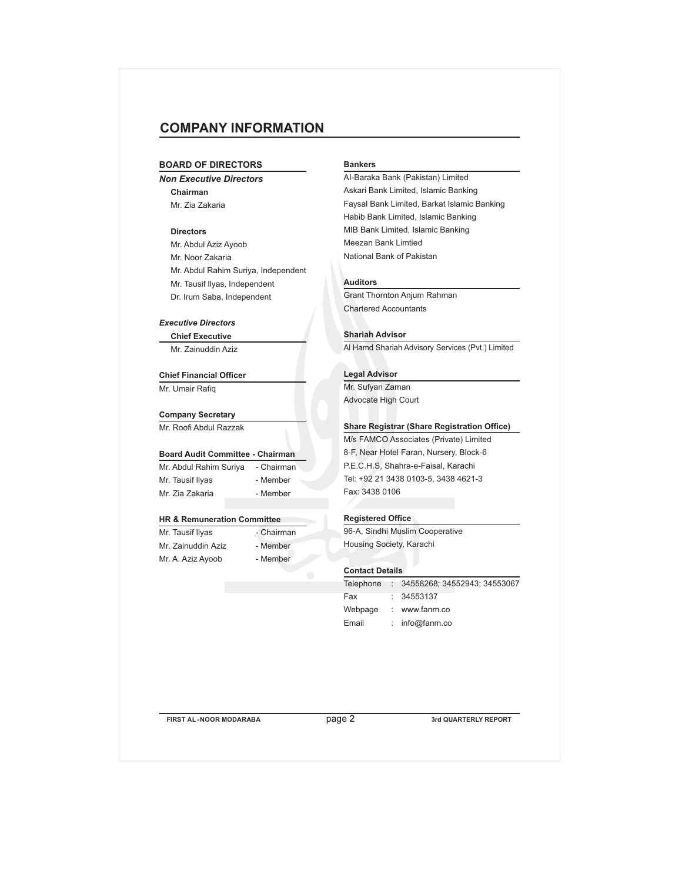# COMPANY INFORMATION

## BOARD OF DIRECTORS

***Non Executive Directors***

**Chairman**

Mr. Zia Zakaria

**Directors**

Mr. Abdul Aziz Ayoob
Mr. Noor Zakaria
Mr. Abdul Rahim Suriya, Independent
Mr. Tausif Ilyas, Independent
Dr. Irum Saba, Independent

***Executive Directors***

**Chief Executive**

Mr. Zainuddin Aziz

**Chief Financial Officer**

Mr. Umair Rafiq

**Company Secretary**

Mr. Roofi Abdul Razzak

**Board Audit Committee - Chairman**

| | |
|---|---|
| Mr. Abdul Rahim Suriya | - Chairman |
| Mr. Tausif Ilyas | - Member |
| Mr. Zia Zakaria | - Member |

**HR & Remuneration Committee**

| | |
|---|---|
| Mr. Tausif Ilyas | - Chairman |
| Mr. Zainuddin Aziz | - Member |
| Mr. A. Aziz Ayoob | - Member |

**Bankers**

Al-Baraka Bank (Pakistan) Limited
Askari Bank Limited, Islamic Banking
Faysal Bank Limited, Barkat Islamic Banking
Habib Bank Limited, Islamic Banking
MIB Bank Limited, Islamic Banking
Meezan Bank Limtied
National Bank of Pakistan

**Auditors**

Grant Thornton Anjum Rahman
Chartered Accountants

**Shariah Advisor**

Al Hamd Shariah Advisory Services (Pvt.) Limited

**Legal Advisor**

Mr. Sufyan Zaman
Advocate High Court

**Share Registrar (Share Registration Office)**

M/s FAMCO Associates (Private) Limited
8-F, Near Hotel Faran, Nursery, Block-6
P.E.C.H.S, Shahra-e-Faisal, Karachi
Tel: +92 21 3438 0103-5, 3438 4621-3
Fax: 3438 0106

**Registered Office**

96-A, Sindhi Muslim Cooperative
Housing Society, Karachi

**Contact Details**

| | | |
|---|---|---|
| Telephone | : | 34558268; 34552943; 34553067 |
| Fax | : | 34553137 |
| Webpage | : | www.fanm.co |
| Email | : | info@fanm.co |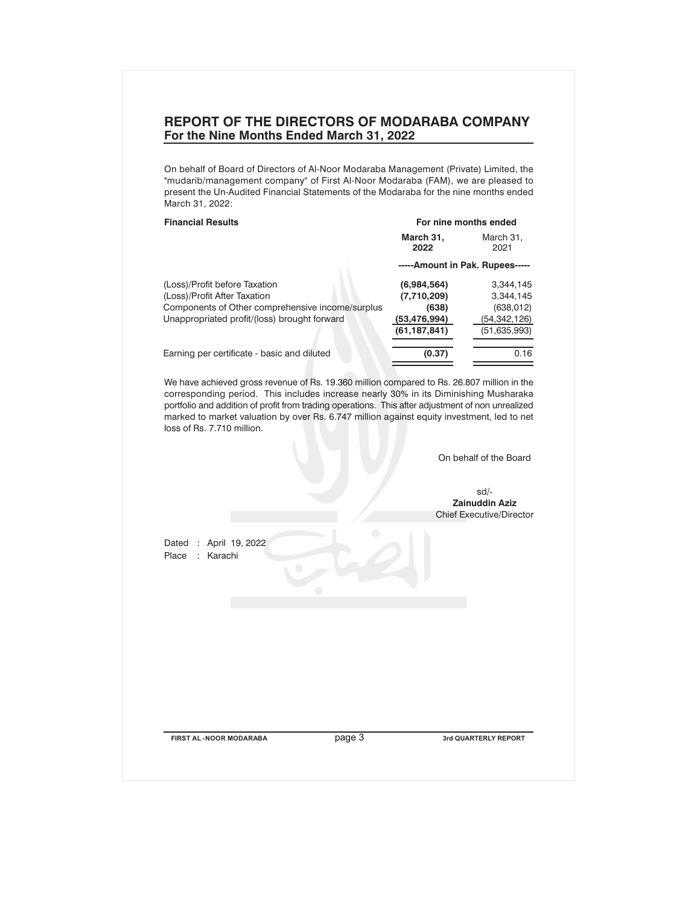# REPORT OF THE DIRECTORS OF MODARABA COMPANY

## For the Nine Months Ended March 31, 2022

On behalf of Board of Directors of Al-Noor Modaraba Management (Private) Limited, the "mudarib/management company" of First Al-Noor Modaraba (FAM), we are pleased to present the Un-Audited Financial Statements of the Modaraba for the nine months ended March 31, 2022:

| **Financial Results** | **For nine months ended** | |
|---|---|---|
| | **March 31, 2022** | March 31, 2021 |
| | **-----Amount in Pak. Rupees-----** | |
| (Loss)/Profit before Taxation | **(6,984,564)** | 3,344,145 |
| (Loss)/Profit After Taxation | **(7,710,209)** | 3,344,145 |
| Components of Other comprehensive income/surplus | **(638)** | (638,012) |
| Unappropriated profit/(loss) brought forward | **(53,476,994)** | (54,342,126) |
| | **(61,187,841)** | (51,635,993) |
| Earning per certificate - basic and diluted | **(0.37)** | 0.16 |

We have achieved gross revenue of Rs. 19.360 million compared to Rs. 26.807 million in the corresponding period. This includes increase nearly 30% in its Diminishing Musharaka portfolio and addition of profit from trading operations. This after adjustment of non unrealized marked to market valuation by over Rs. 6.747 million against equity investment, led to net loss of Rs. 7.710 million.

On behalf of the Board

sd/-
**Zainuddin Aziz**
Chief Executive/Director

Dated : April 19, 2022
Place : Karachi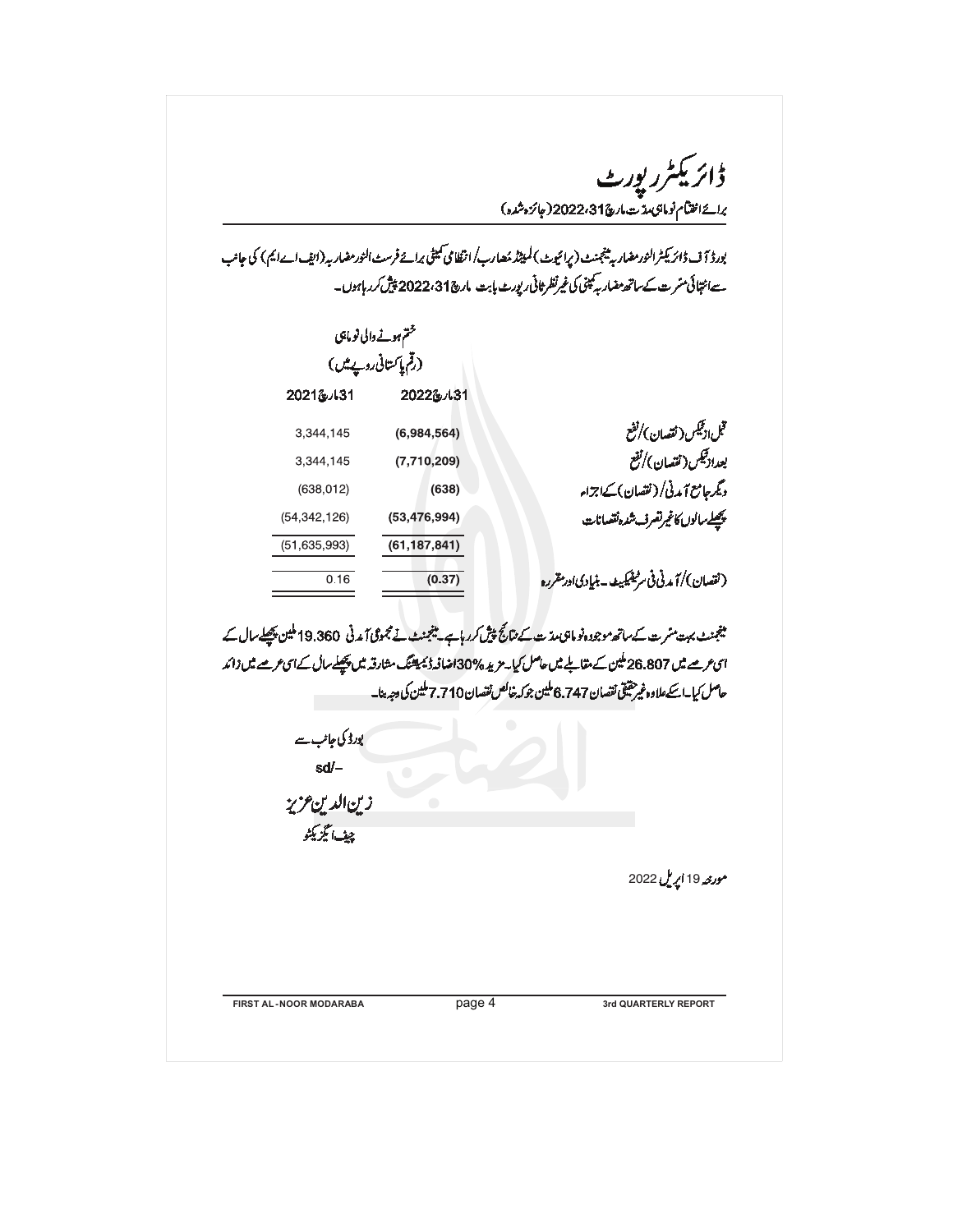# ڈائریکٹر رپورٹ

برائے اختتام نوماہی مدت مارچ 31، 2022 (جائزہ شدہ)

بورڈ آف ڈائریکٹرز النور مضاربہ مینجمنٹ (پرائیوٹ) لمیٹڈ مضارب / انتظامی کمیٹی برائے فرسٹ النور مضاربہ (ایف اے ایم) کی جانب سے انتہائی مسرت کے ساتھ مضاربہ کمپنی کی غیر نظر ثانی رپورٹ بابت مارچ 31، 2022 پیش کررہا ہوں۔

| | ختم ہونے والی نوماہی (رقم پاکستانی روپے میں) | |
|---|---|---|
| | 31 مارچ 2022 | 31 مارچ 2021 |
| قبل از ٹیکس (نقصان)/نفع | **(6,984,564)** | 3,344,145 |
| بعد از ٹیکس (نقصان)/نفع | **(7,710,209)** | 3,344,145 |
| دیگر جامع آمدنی/(نقصان) کے اجزاء | **(638)** | (638,012) |
| پچھلے سالوں کا غیر تصرف شدہ نقصانات | **(53,476,994)** | (54,342,126) |
| | **(61,187,841)** | (51,635,993) |
| (نقصان)/آمدنی فی سرٹیفکیٹ - بنیادی اور مقررہ | **(0.37)** | 0.16 |

مینجمنٹ بہت مسرت کے ساتھ موجودہ نوماہی مدت کے نتائج پیش کررہا ہے۔ مینجمنٹ نے مجموعی آمدنی 19.360 ملین پچھلے سال کے اسی عرصے میں 26.807 ملین کے مقابلے میں حاصل کیا۔ مزید 30% اضافہ ڈیمنشنگ مشارقہ میں پچھلے سال کے اسی عرصے میں زائد حاصل کیا۔ اسکے علاوہ غیر حقیقی نقصان 6.747 ملین جو کہ خالص نقصان 7.710 ملین کی وجہ بنا۔

بورڈ کی جانب سے

sd/-

زین الدین عزیز

چیف ایگزیکٹو

مورخہ 19 اپریل 2022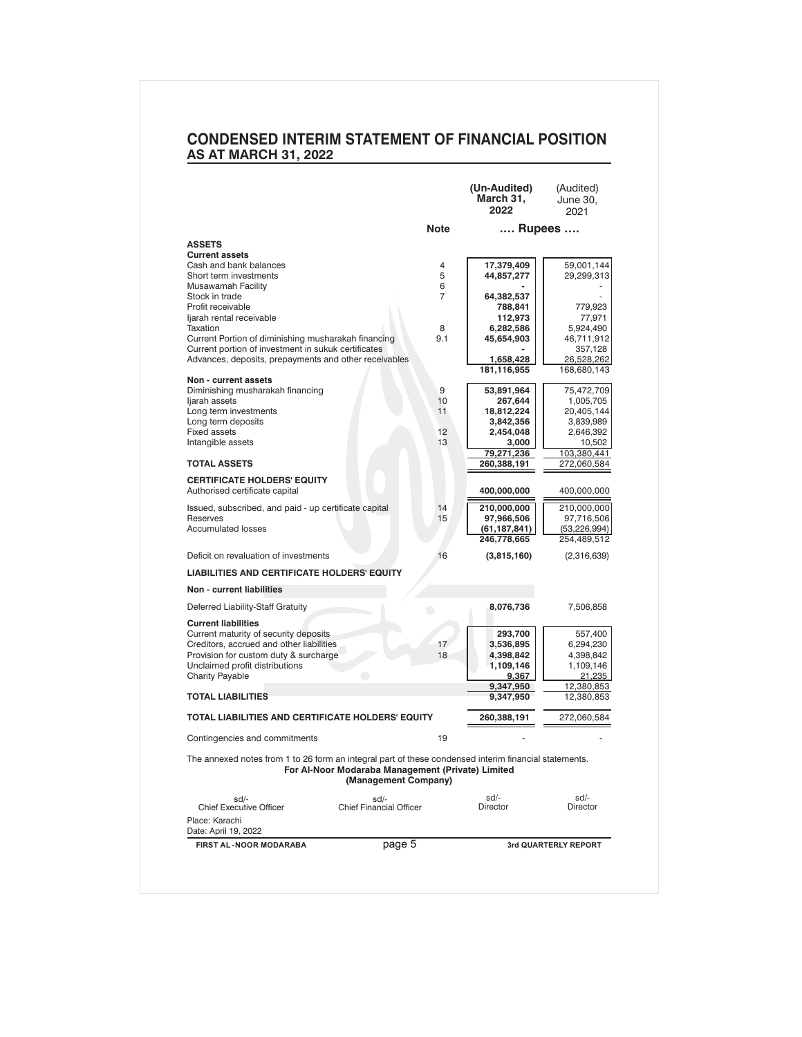# CONDENSED INTERIM STATEMENT OF FINANCIAL POSITION
## AS AT MARCH 31, 2022

| | Note | (Un-Audited) March 31, 2022 | (Audited) June 30, 2021 |
|---|---|---|---|
| | | …. Rupees …. | |
| **ASSETS** | | | |
| **Current assets** | | | |
| Cash and bank balances | 4 | **17,379,409** | 59,001,144 |
| Short term investments | 5 | **44,857,277** | 29,299,313 |
| Musawamah Facility | 6 | **-** | - |
| Stock in trade | 7 | **64,382,537** | - |
| Profit receivable | | **788,841** | 779,923 |
| Ijarah rental receivable | | **112,973** | 77,971 |
| Taxation | 8 | **6,282,586** | 5,924,490 |
| Current Portion of diminishing musharakah financing | 9.1 | **45,654,903** | 46,711,912 |
| Current portion of investment in sukuk certificates | | **-** | 357,128 |
| Advances, deposits, prepayments and other receivables | | **1,658,428** | 26,528,262 |
| | | **181,116,955** | 168,680,143 |
| **Non - current assets** | | | |
| Diminishing musharakah financing | 9 | **53,891,964** | 75,472,709 |
| Ijarah assets | 10 | **267,644** | 1,005,705 |
| Long term investments | 11 | **18,812,224** | 20,405,144 |
| Long term deposits | | **3,842,356** | 3,839,989 |
| Fixed assets | 12 | **2,454,048** | 2,646,392 |
| Intangible assets | 13 | **3,000** | 10,502 |
| | | **79,271,236** | 103,380,441 |
| **TOTAL ASSETS** | | **260,388,191** | 272,060,584 |
| **CERTIFICATE HOLDERS' EQUITY** | | | |
| Authorised certificate capital | | **400,000,000** | 400,000,000 |
| Issued, subscribed, and paid - up certificate capital | 14 | **210,000,000** | 210,000,000 |
| Reserves | 15 | **97,966,506** | 97,716,506 |
| Accumulated losses | | **(61,187,841)** | (53,226,994) |
| | | **246,778,665** | 254,489,512 |
| Deficit on revaluation of investments | 16 | **(3,815,160)** | (2,316,639) |
| **LIABILITIES AND CERTIFICATE HOLDERS' EQUITY** | | | |
| **Non - current liabilities** | | | |
| Deferred Liability-Staff Gratuity | | **8,076,736** | 7,506,858 |
| **Current liabilities** | | | |
| Current maturity of security deposits | | **293,700** | 557,400 |
| Creditors, accrued and other liabilities | 17 | **3,536,895** | 6,294,230 |
| Provision for custom duty & surcharge | 18 | **4,398,842** | 4,398,842 |
| Unclaimed profit distributions | | **1,109,146** | 1,109,146 |
| Charity Payable | | **9,367** | 21,235 |
| | | **9,347,950** | 12,380,853 |
| **TOTAL LIABILITIES** | | **9,347,950** | 12,380,853 |
| **TOTAL LIABILITIES AND CERTIFICATE HOLDERS' EQUITY** | | **260,388,191** | 272,060,584 |
| Contingencies and commitments | 19 | - | - |

The annexed notes from 1 to 26 form an integral part of these condensed interim financial statements.

**For Al-Noor Modaraba Management (Private) Limited**
**(Management Company)**

| sd/- | sd/- | sd/- | sd/- |
|---|---|---|---|
| Chief Executive Officer | Chief Financial Officer | Director | Director |

Place: Karachi
Date: April 19, 2022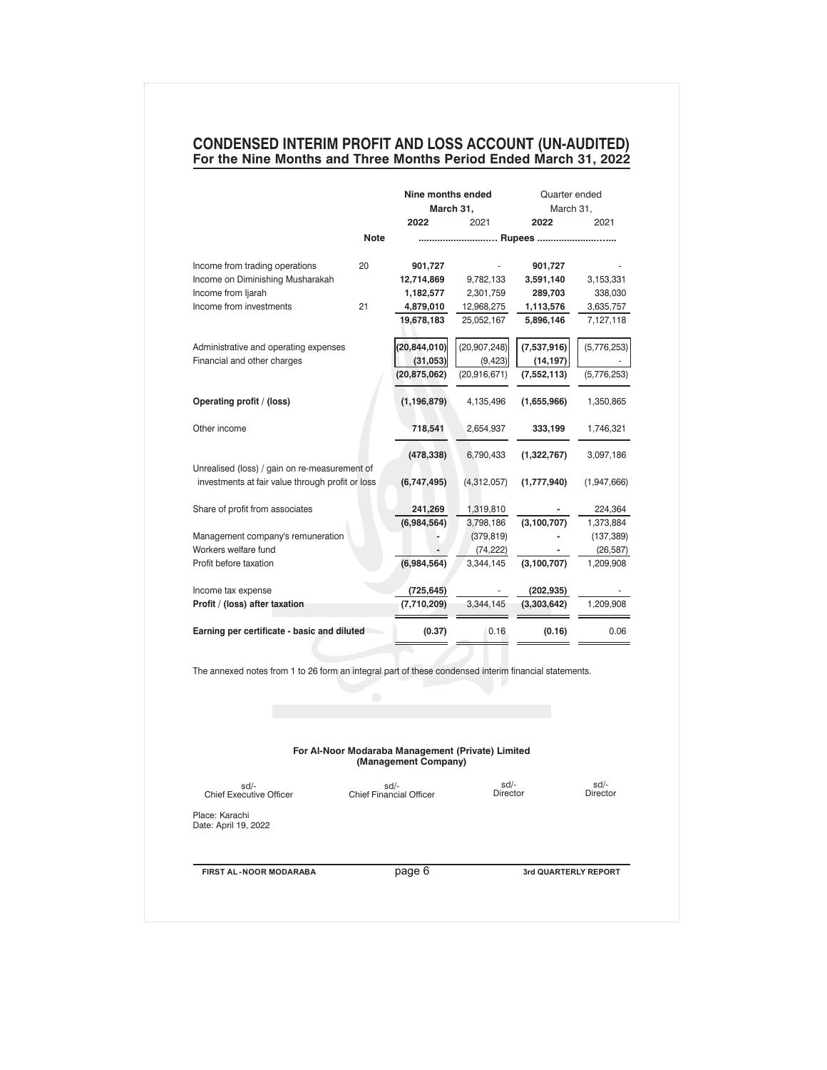# CONDENSED INTERIM PROFIT AND LOSS ACCOUNT (UN-AUDITED)
## For the Nine Months and Three Months Period Ended March 31, 2022

| | | Nine months ended March 31, | | Quarter ended March 31, | |
|---|---|---|---|---|---|
| | | **2022** | 2021 | **2022** | 2021 |
| | **Note** | ............................ | **Rupees** | ............................ | |
| Income from trading operations | 20 | **901,727** | - | **901,727** | - |
| Income on Diminishing Musharakah | | **12,714,869** | 9,782,133 | **3,591,140** | 3,153,331 |
| Income from Ijarah | | **1,182,577** | 2,301,759 | **289,703** | 338,030 |
| Income from investments | 21 | **4,879,010** | 12,968,275 | **1,113,576** | 3,635,757 |
| | | **19,678,183** | 25,052,167 | **5,896,146** | 7,127,118 |
| Administrative and operating expenses | | **(20,844,010)** | (20,907,248) | **(7,537,916)** | (5,776,253) |
| Financial and other charges | | **(31,053)** | (9,423) | **(14,197)** | - |
| | | **(20,875,062)** | (20,916,671) | **(7,552,113)** | (5,776,253) |
| **Operating profit / (loss)** | | **(1,196,879)** | 4,135,496 | **(1,655,966)** | 1,350,865 |
| Other income | | **718,541** | 2,654,937 | **333,199** | 1,746,321 |
| | | **(478,338)** | 6,790,433 | **(1,322,767)** | 3,097,186 |
| Unrealised (loss) / gain on re-measurement of investments at fair value through profit or loss | | **(6,747,495)** | (4,312,057) | **(1,777,940)** | (1,947,666) |
| Share of profit from associates | | **241,269** | 1,319,810 | **-** | 224,364 |
| | | **(6,984,564)** | 3,798,186 | **(3,100,707)** | 1,373,884 |
| Management company's remuneration | | **-** | (379,819) | **-** | (137,389) |
| Workers welfare fund | | **-** | (74,222) | **-** | (26,587) |
| Profit before taxation | | **(6,984,564)** | 3,344,145 | **(3,100,707)** | 1,209,908 |
| Income tax expense | | **(725,645)** | - | **(202,935)** | - |
| **Profit / (loss) after taxation** | | **(7,710,209)** | 3,344,145 | **(3,303,642)** | 1,209,908 |
| **Earning per certificate - basic and diluted** | | **(0.37)** | 0.16 | **(0.16)** | 0.06 |

The annexed notes from 1 to 26 form an integral part of these condensed interim financial statements.

**For Al-Noor Modaraba Management (Private) Limited**
**(Management Company)**

| sd/- | sd/- | sd/- | sd/- |
|---|---|---|---|
| Chief Executive Officer | Chief Financial Officer | Director | Director |

Place: Karachi
Date: April 19, 2022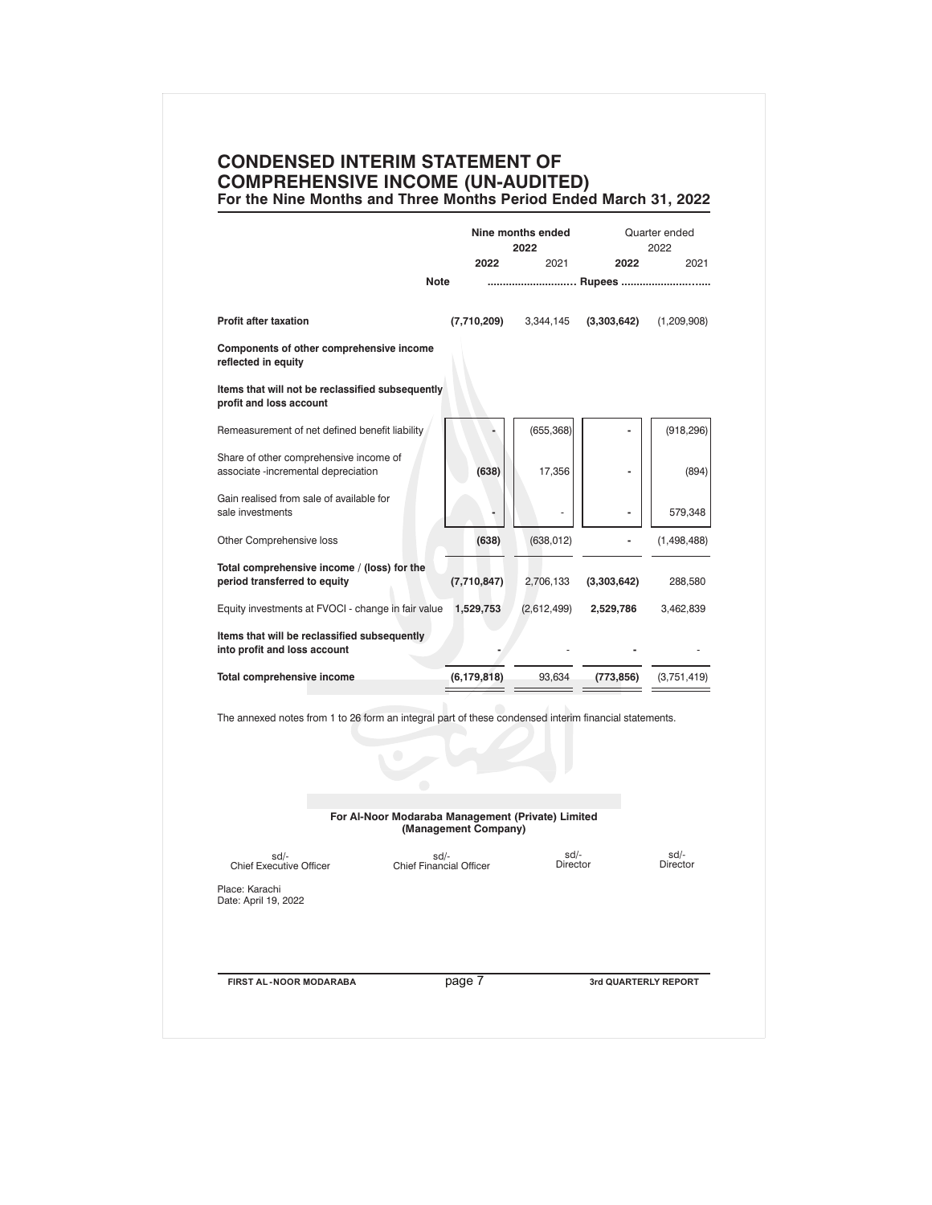# CONDENSED INTERIM STATEMENT OF COMPREHENSIVE INCOME (UN-AUDITED)

## For the Nine Months and Three Months Period Ended March 31, 2022

| | Note | Nine months ended 2022 | | Quarter ended 2022 | |
|---|---|---|---|---|---|
| | | **2022** | 2021 | **2022** | 2021 |
| | | ............................ Rupees ............................ | | | |
| **Profit after taxation** | | **(7,710,209)** | 3,344,145 | **(3,303,642)** | (1,209,908) |
| **Components of other comprehensive income reflected in equity** | | | | | |
| **Items that will not be reclassified subsequently profit and loss account** | | | | | |
| Remeasurement of net defined benefit liability | | **-** | (655,368) | **-** | (918,296) |
| Share of other comprehensive income of associate -incremental depreciation | | **(638)** | 17,356 | **-** | (894) |
| Gain realised from sale of available for sale investments | | **-** | - | **-** | 579,348 |
| Other Comprehensive loss | | **(638)** | (638,012) | **-** | (1,498,488) |
| **Total comprehensive income / (loss) for the period transferred to equity** | | **(7,710,847)** | 2,706,133 | **(3,303,642)** | 288,580 |
| Equity investments at FVOCI - change in fair value | | **1,529,753** | (2,612,499) | **2,529,786** | 3,462,839 |
| **Items that will be reclassified subsequently into profit and loss account** | | **-** | - | **-** | - |
| **Total comprehensive income** | | **(6,179,818)** | 93,634 | **(773,856)** | (3,751,419) |

The annexed notes from 1 to 26 form an integral part of these condensed interim financial statements.

**For Al-Noor Modaraba Management (Private) Limited**
**(Management Company)**

| sd/- | sd/- | sd/- | sd/- |
|---|---|---|---|
| Chief Executive Officer | Chief Financial Officer | Director | Director |

Place: Karachi
Date: April 19, 2022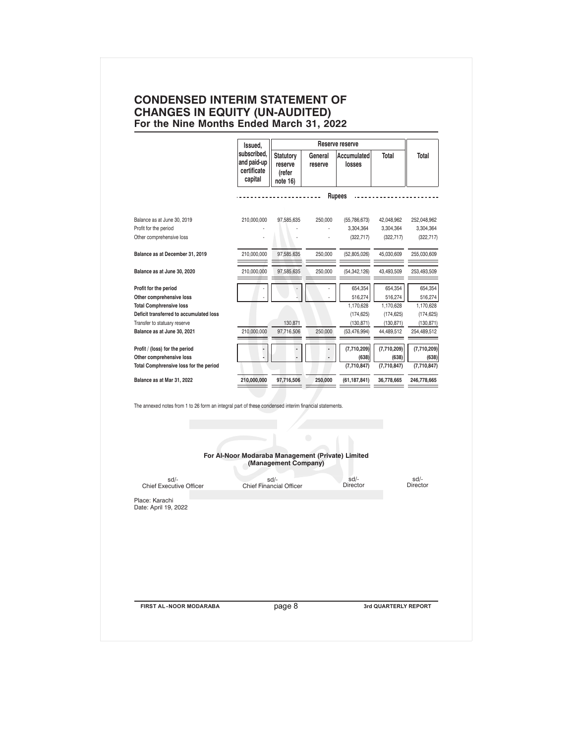# CONDENSED INTERIM STATEMENT OF CHANGES IN EQUITY (UN-AUDITED)
## For the Nine Months Ended March 31, 2022

| | Issued, subscribed, and paid-up certificate capital | Reserve reserve | | | | Total |
|---|---|---|---|---|---|---|
| | | Statutory reserve (refer note 16) | General reserve | Accumulated losses | Total | |
| | Rupees | | | | | |
| Balance as at June 30, 2019 | 210,000,000 | 97,585,635 | 250,000 | (55,786,673) | 42,048,962 | 252,048,962 |
| Profit for the period | - | - | - | 3,304,364 | 3,304,364 | 3,304,364 |
| Other comprehensive loss | - | - | - | (322,717) | (322,717) | (322,717) |
| **Balance as at December 31, 2019** | 210,000,000 | 97,585,635 | 250,000 | (52,805,026) | 45,030,609 | 255,030,609 |
| **Balance as at June 30, 2020** | 210,000,000 | 97,585,635 | 250,000 | (54,342,126) | 43,493,509 | 253,493,509 |
| **Profit for the period** | - | - | - | 654,354 | 654,354 | 654,354 |
| **Other comprehensive loss** | - | - | - | 516,274 | 516,274 | 516,274 |
| **Total Comphrensive loss** | | | | 1,170,628 | 1,170,628 | 1,170,628 |
| **Deficit transferred to accumulated loss** | | | | (174,625) | (174,625) | (174,625) |
| Transfer to statuary reserve | | 130,871 | | (130,871) | (130,871) | (130,871) |
| **Balance as at June 30, 2021** | 210,000,000 | 97,716,506 | 250,000 | (53,476,994) | 44,489,512 | 254,489,512 |
| **Profit / (loss) for the period** | - | - | - | **(7,710,209)** | **(7,710,209)** | **(7,710,209)** |
| **Other comprehensive loss** | - | - | - | **(638)** | **(638)** | **(638)** |
| **Total Comphrensive loss for the period** | | | | **(7,710,847)** | **(7,710,847)** | **(7,710,847)** |
| **Balance as at Mar 31, 2022** | **210,000,000** | **97,716,506** | **250,000** | **(61,187,841)** | **36,778,665** | **246,778,665** |

The annexed notes from 1 to 26 form an integral part of these condensed interim financial statements.

**For Al-Noor Modaraba Management (Private) Limited**
**(Management Company)**

| sd/- | sd/- | sd/- | sd/- |
|---|---|---|---|
| Chief Executive Officer | Chief Financial Officer | Director | Director |

Place: Karachi
Date: April 19, 2022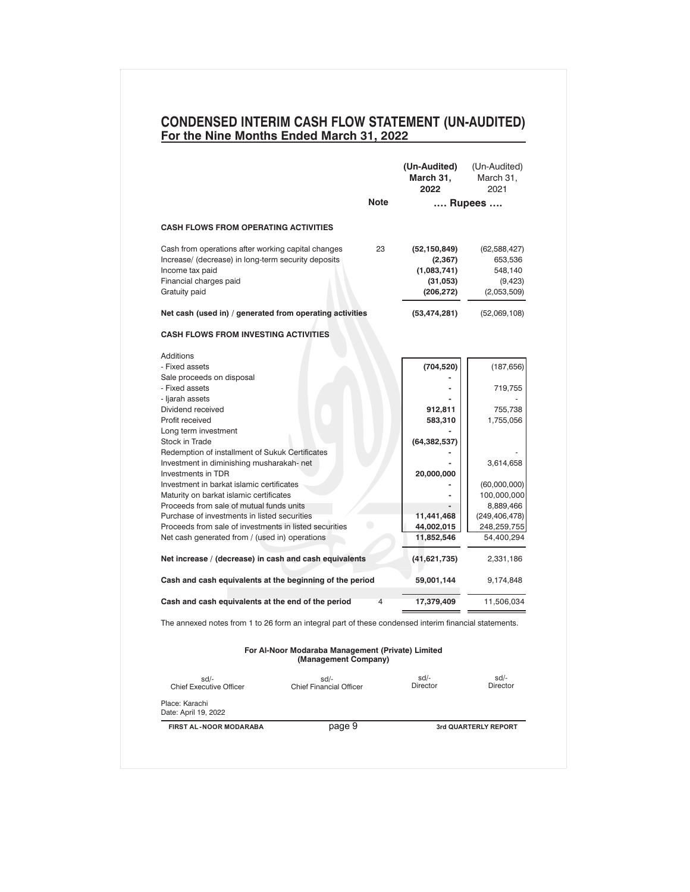# CONDENSED INTERIM CASH FLOW STATEMENT (UN-AUDITED)

## For the Nine Months Ended March 31, 2022

| | Note | (Un-Audited) March 31, 2022 | (Un-Audited) March 31, 2021 |
|---|---|---|---|
| | | .... Rupees .... | |
| **CASH FLOWS FROM OPERATING ACTIVITIES** | | | |
| Cash from operations after working capital changes | 23 | **(52,150,849)** | (62,588,427) |
| Increase/ (decrease) in long-term security deposits | | **(2,367)** | 653,536 |
| Income tax paid | | **(1,083,741)** | 548,140 |
| Financial charges paid | | **(31,053)** | (9,423) |
| Gratuity paid | | **(206,272)** | (2,053,509) |
| **Net cash (used in) / generated from operating activities** | | **(53,474,281)** | (52,069,108) |
| **CASH FLOWS FROM INVESTING ACTIVITIES** | | | |
| Additions | | | |
| - Fixed assets | | **(704,520)** | (187,656) |
| Sale proceeds on disposal | | **-** | |
| - Fixed assets | | **-** | 719,755 |
| - Ijarah assets | | **-** | - |
| Dividend received | | **912,811** | 755,738 |
| Profit received | | **583,310** | 1,755,056 |
| Long term investment | | **-** | |
| Stock in Trade | | **(64,382,537)** | |
| Redemption of installment of Sukuk Certificates | | **-** | - |
| Investment in diminishing musharakah- net | | **-** | 3,614,658 |
| Investments in TDR | | **20,000,000** | |
| Investment in barkat islamic certificates | | **-** | (60,000,000) |
| Maturity on barkat islamic certificates | | **-** | 100,000,000 |
| Proceeds from sale of mutual funds units | | **-** | 8,889,466 |
| Purchase of investments in listed securities | | **11,441,468** | (249,406,478) |
| Proceeds from sale of investments in listed securities | | **44,002,015** | 248,259,755 |
| Net cash generated from / (used in) operations | | **11,852,546** | 54,400,294 |
| **Net increase / (decrease) in cash and cash equivalents** | | **(41,621,735)** | 2,331,186 |
| **Cash and cash equivalents at the beginning of the period** | | **59,001,144** | 9,174,848 |
| **Cash and cash equivalents at the end of the period** | 4 | **17,379,409** | 11,506,034 |

The annexed notes from 1 to 26 form an integral part of these condensed interim financial statements.

**For Al-Noor Modaraba Management (Private) Limited**
**(Management Company)**

| sd/- | sd/- | sd/- | sd/- |
|---|---|---|---|
| Chief Executive Officer | Chief Financial Officer | Director | Director |

Place: Karachi
Date: April 19, 2022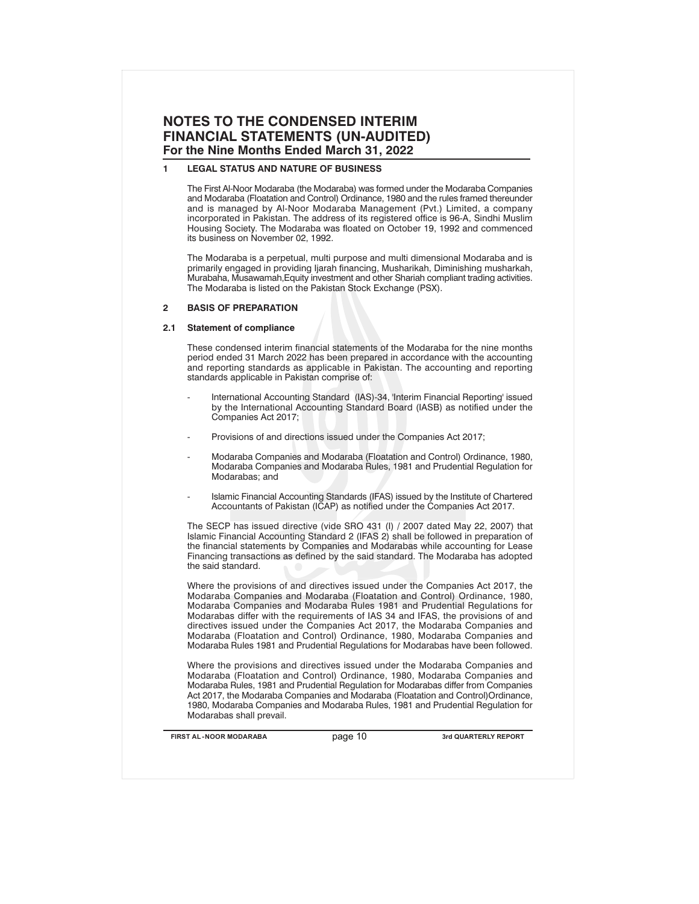# NOTES TO THE CONDENSED INTERIM FINANCIAL STATEMENTS (UN-AUDITED)
## For the Nine Months Ended March 31, 2022

### 1 LEGAL STATUS AND NATURE OF BUSINESS

The First Al-Noor Modaraba (the Modaraba) was formed under the Modaraba Companies and Modaraba (Floatation and Control) Ordinance, 1980 and the rules framed thereunder and is managed by Al-Noor Modaraba Management (Pvt.) Limited, a company incorporated in Pakistan. The address of its registered office is 96-A, Sindhi Muslim Housing Society. The Modaraba was floated on October 19, 1992 and commenced its business on November 02, 1992.

The Modaraba is a perpetual, multi purpose and multi dimensional Modaraba and is primarily engaged in providing Ijarah financing, Musharikah, Diminishing musharkah, Murabaha, Musawamah,Equity investment and other Shariah compliant trading activities. The Modaraba is listed on the Pakistan Stock Exchange (PSX).

### 2 BASIS OF PREPARATION

#### 2.1 Statement of compliance

These condensed interim financial statements of the Modaraba for the nine months period ended 31 March 2022 has been prepared in accordance with the accounting and reporting standards as applicable in Pakistan. The accounting and reporting standards applicable in Pakistan comprise of:

- International Accounting Standard (IAS)-34, 'Interim Financial Reporting' issued by the International Accounting Standard Board (IASB) as notified under the Companies Act 2017;
- Provisions of and directions issued under the Companies Act 2017;
- Modaraba Companies and Modaraba (Floatation and Control) Ordinance, 1980, Modaraba Companies and Modaraba Rules, 1981 and Prudential Regulation for Modarabas; and
- Islamic Financial Accounting Standards (IFAS) issued by the Institute of Chartered Accountants of Pakistan (ICAP) as notified under the Companies Act 2017.

The SECP has issued directive (vide SRO 431 (I) / 2007 dated May 22, 2007) that Islamic Financial Accounting Standard 2 (IFAS 2) shall be followed in preparation of the financial statements by Companies and Modarabas while accounting for Lease Financing transactions as defined by the said standard. The Modaraba has adopted the said standard.

Where the provisions of and directives issued under the Companies Act 2017, the Modaraba Companies and Modaraba (Floatation and Control) Ordinance, 1980, Modaraba Companies and Modaraba Rules 1981 and Prudential Regulations for Modarabas differ with the requirements of IAS 34 and IFAS, the provisions of and directives issued under the Companies Act 2017, the Modaraba Companies and Modaraba (Floatation and Control) Ordinance, 1980, Modaraba Companies and Modaraba Rules 1981 and Prudential Regulations for Modarabas have been followed.

Where the provisions and directives issued under the Modaraba Companies and Modaraba (Floatation and Control) Ordinance, 1980, Modaraba Companies and Modaraba Rules, 1981 and Prudential Regulation for Modarabas differ from Companies Act 2017, the Modaraba Companies and Modaraba (Floatation and Control)Ordinance, 1980, Modaraba Companies and Modaraba Rules, 1981 and Prudential Regulation for Modarabas shall prevail.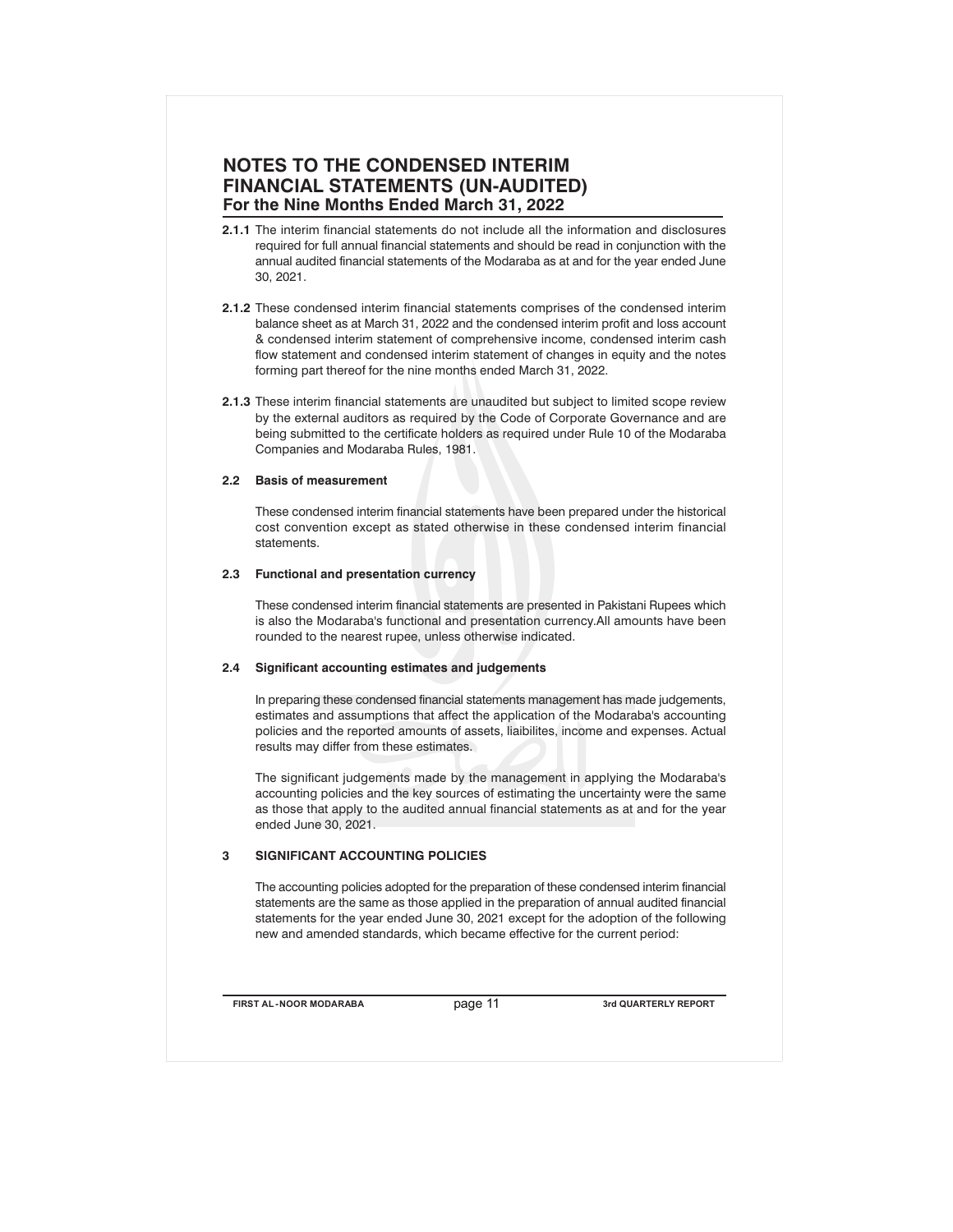# NOTES TO THE CONDENSED INTERIM FINANCIAL STATEMENTS (UN-AUDITED)
## For the Nine Months Ended March 31, 2022

**2.1.1** The interim financial statements do not include all the information and disclosures required for full annual financial statements and should be read in conjunction with the annual audited financial statements of the Modaraba as at and for the year ended June 30, 2021.

**2.1.2** These condensed interim financial statements comprises of the condensed interim balance sheet as at March 31, 2022 and the condensed interim profit and loss account & condensed interim statement of comprehensive income, condensed interim cash flow statement and condensed interim statement of changes in equity and the notes forming part thereof for the nine months ended March 31, 2022.

**2.1.3** These interim financial statements are unaudited but subject to limited scope review by the external auditors as required by the Code of Corporate Governance and are being submitted to the certificate holders as required under Rule 10 of the Modaraba Companies and Modaraba Rules, 1981.

### 2.2 Basis of measurement

These condensed interim financial statements have been prepared under the historical cost convention except as stated otherwise in these condensed interim financial statements.

### 2.3 Functional and presentation currency

These condensed interim financial statements are presented in Pakistani Rupees which is also the Modaraba's functional and presentation currency.All amounts have been rounded to the nearest rupee, unless otherwise indicated.

### 2.4 Significant accounting estimates and judgements

In preparing these condensed financial statements management has made judgements, estimates and assumptions that affect the application of the Modaraba's accounting policies and the reported amounts of assets, liaibilites, income and expenses. Actual results may differ from these estimates.

The significant judgements made by the management in applying the Modaraba's accounting policies and the key sources of estimating the uncertainty were the same as those that apply to the audited annual financial statements as at and for the year ended June 30, 2021.

### 3 SIGNIFICANT ACCOUNTING POLICIES

The accounting policies adopted for the preparation of these condensed interim financial statements are the same as those applied in the preparation of annual audited financial statements for the year ended June 30, 2021 except for the adoption of the following new and amended standards, which became effective for the current period: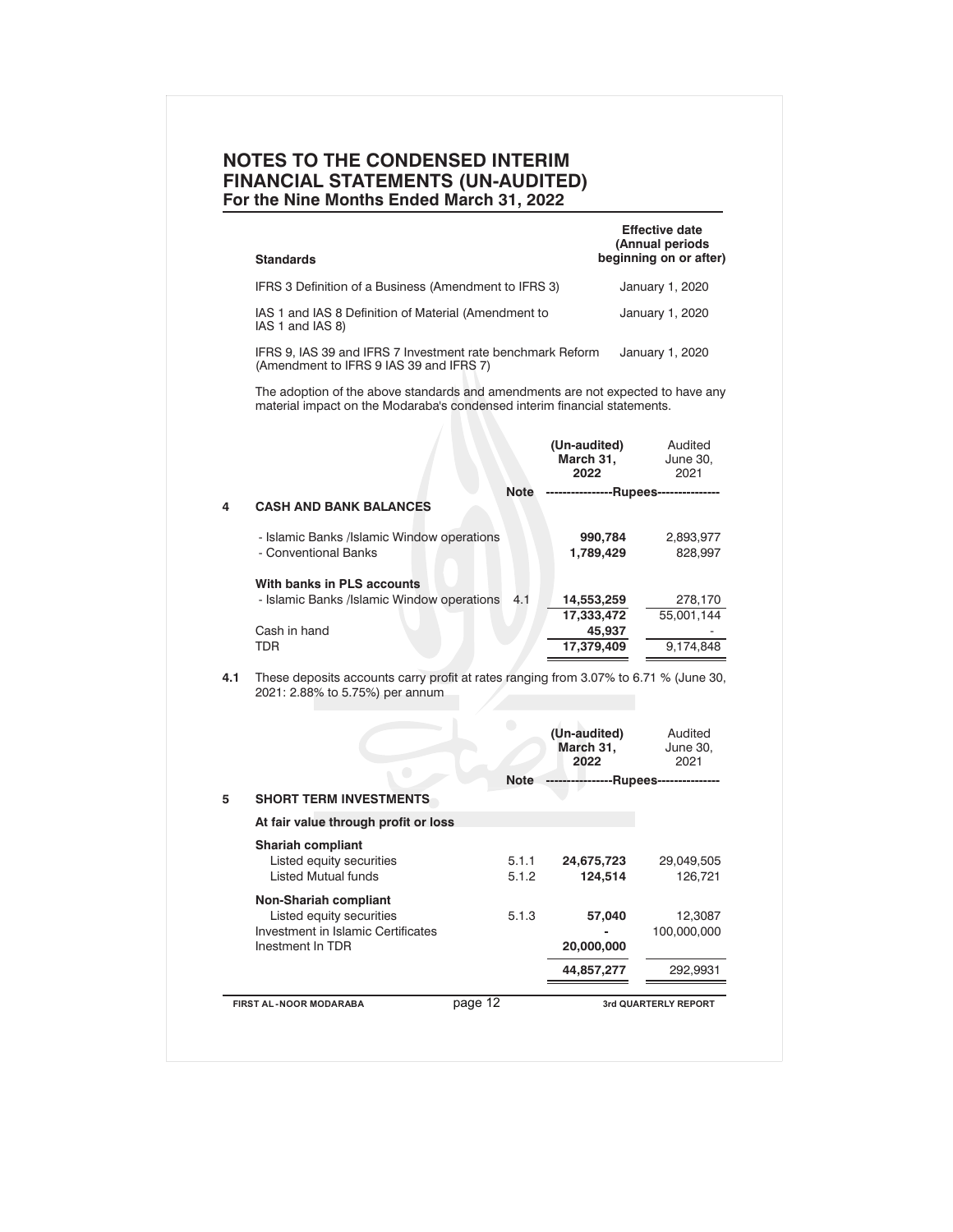# NOTES TO THE CONDENSED INTERIM FINANCIAL STATEMENTS (UN-AUDITED)

**For the Nine Months Ended March 31, 2022**

| **Standards** | **Effective date (Annual periods beginning on or after)** |
|---|---|
| IFRS 3 Definition of a Business (Amendment to IFRS 3) | January 1, 2020 |
| IAS 1 and IAS 8 Definition of Material (Amendment to IAS 1 and IAS 8) | January 1, 2020 |
| IFRS 9, IAS 39 and IFRS 7 Investment rate benchmark Reform (Amendment to IFRS 9 IAS 39 and IFRS 7) | January 1, 2020 |

The adoption of the above standards and amendments are not expected to have any material impact on the Modaraba's condensed interim financial statements.

| | | **Note** | **(Un-audited) March 31, 2022** | Audited June 30, 2021 |
|---|---|---|---|---|
| | | | ----------------Rupees--------------- | |
| **4** | **CASH AND BANK BALANCES** | | | |
| | - Islamic Banks /Islamic Window operations | | **990,784** | 2,893,977 |
| | - Conventional Banks | | **1,789,429** | 828,997 |
| | **With banks in PLS accounts** | | | |
| | - Islamic Banks /Islamic Window operations | 4.1 | **14,553,259** | 278,170 |
| | | | **17,333,472** | 55,001,144 |
| | Cash in hand | | **45,937** | - |
| | TDR | | **17,379,409** | 9,174,848 |

**4.1** These deposits accounts carry profit at rates ranging from 3.07% to 6.71 % (June 30, 2021: 2.88% to 5.75%) per annum

| | | **Note** | **(Un-audited) March 31, 2022** | Audited June 30, 2021 |
|---|---|---|---|---|
| | | | ----------------Rupees--------------- | |
| **5** | **SHORT TERM INVESTMENTS** | | | |
| | **At fair value through profit or loss** | | | |
| | **Shariah compliant** | | | |
| | Listed equity securities | 5.1.1 | **24,675,723** | 29,049,505 |
| | Listed Mutual funds | 5.1.2 | **124,514** | 126,721 |
| | **Non-Shariah compliant** | | | |
| | Listed equity securities | 5.1.3 | **57,040** | 12,3087 |
| | Investment in Islamic Certificates | | **-** | 100,000,000 |
| | Inestment In TDR | | **20,000,000** | |
| | | | **44,857,277** | 292,9931 |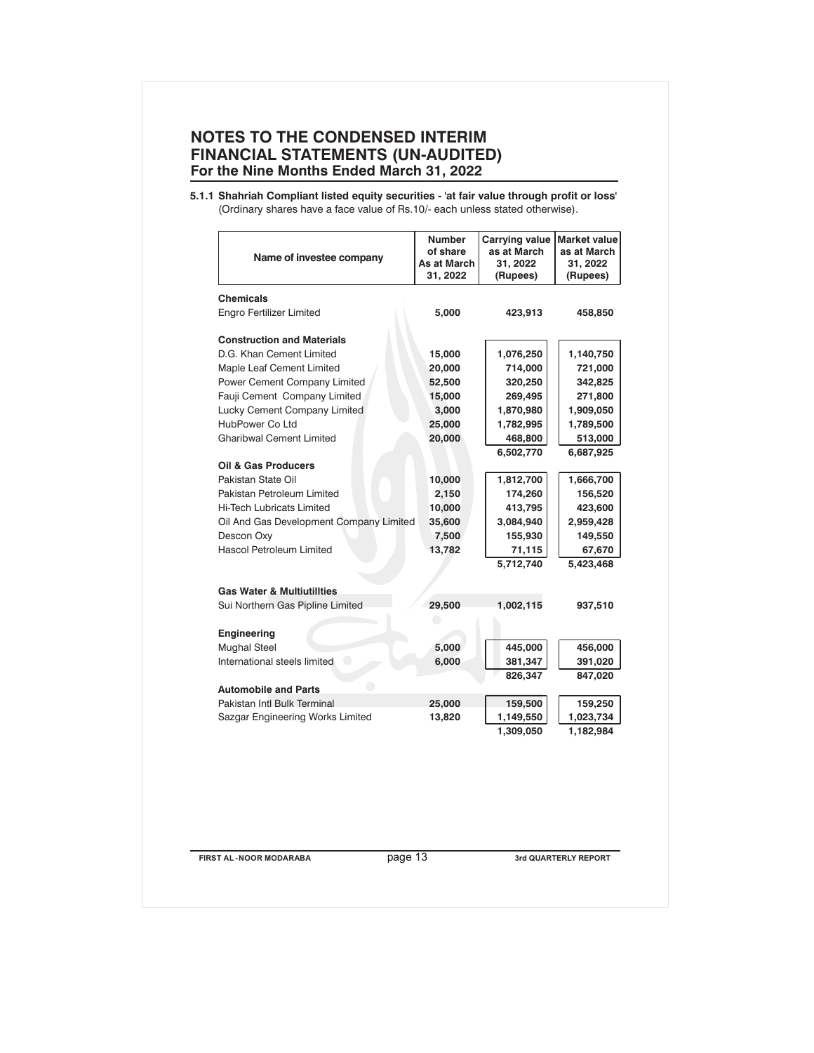# NOTES TO THE CONDENSED INTERIM FINANCIAL STATEMENTS (UN-AUDITED)
## For the Nine Months Ended March 31, 2022

**5.1.1 Shahriah Compliant listed equity securities - 'at fair value through profit or loss'**
(Ordinary shares have a face value of Rs.10/- each unless stated otherwise).

| Name of investee company | Number of share As at March 31, 2022 | Carrying value as at March 31, 2022 (Rupees) | Market value as at March 31, 2022 (Rupees) |
|---|---|---|---|
| **Chemicals** | | | |
| Engro Fertilizer Limited | 5,000 | 423,913 | 458,850 |
| **Construction and Materials** | | | |
| D.G. Khan Cement Limited | 15,000 | 1,076,250 | 1,140,750 |
| Maple Leaf Cement Limited | 20,000 | 714,000 | 721,000 |
| Power Cement Company Limited | 52,500 | 320,250 | 342,825 |
| Fauji Cement Company Limited | 15,000 | 269,495 | 271,800 |
| Lucky Cement Company Limited | 3,000 | 1,870,980 | 1,909,050 |
| HubPower Co Ltd | 25,000 | 1,782,995 | 1,789,500 |
| Gharibwal Cement Limited | 20,000 | 468,800 | 513,000 |
| | | 6,502,770 | 6,687,925 |
| **Oil & Gas Producers** | | | |
| Pakistan State Oil | 10,000 | 1,812,700 | 1,666,700 |
| Pakistan Petroleum Limited | 2,150 | 174,260 | 156,520 |
| Hi-Tech Lubricats Limited | 10,000 | 413,795 | 423,600 |
| Oil And Gas Development Company Limited | 35,600 | 3,084,940 | 2,959,428 |
| Descon Oxy | 7,500 | 155,930 | 149,550 |
| Hascol Petroleum Limited | 13,782 | 71,115 | 67,670 |
| | | 5,712,740 | 5,423,468 |
| **Gas Water & Multiutillties** | | | |
| Sui Northern Gas Pipline Limited | 29,500 | 1,002,115 | 937,510 |
| **Engineering** | | | |
| Mughal Steel | 5,000 | 445,000 | 456,000 |
| International steels limited | 6,000 | 381,347 | 391,020 |
| | | 826,347 | 847,020 |
| **Automobile and Parts** | | | |
| Pakistan Intl Bulk Terminal | 25,000 | 159,500 | 159,250 |
| Sazgar Engineering Works Limited | 13,820 | 1,149,550 | 1,023,734 |
| | | 1,309,050 | 1,182,984 |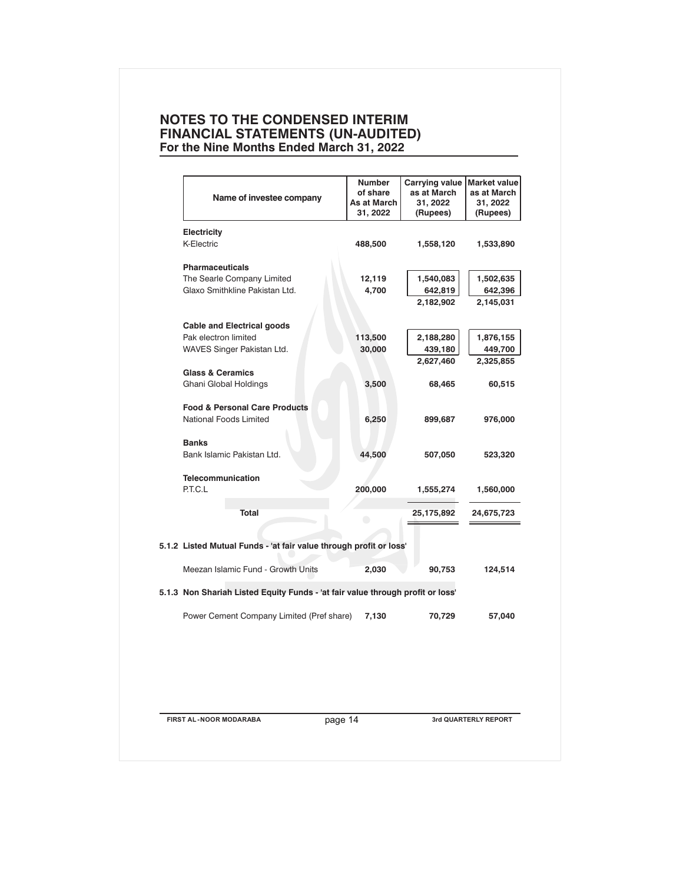# NOTES TO THE CONDENSED INTERIM FINANCIAL STATEMENTS (UN-AUDITED)
## For the Nine Months Ended March 31, 2022

| Name of investee company | Number of share As at March 31, 2022 | Carrying value as at March 31, 2022 (Rupees) | Market value as at March 31, 2022 (Rupees) |
|---|---|---|---|
| **Electricity** | | | |
| K-Electric | 488,500 | 1,558,120 | 1,533,890 |
| **Pharmaceuticals** | | | |
| The Searle Company Limited | 12,119 | 1,540,083 | 1,502,635 |
| Glaxo Smithkline Pakistan Ltd. | 4,700 | 642,819 | 642,396 |
| | | 2,182,902 | 2,145,031 |
| **Cable and Electrical goods** | | | |
| Pak electron limited | 113,500 | 2,188,280 | 1,876,155 |
| WAVES Singer Pakistan Ltd. | 30,000 | 439,180 | 449,700 |
| | | 2,627,460 | 2,325,855 |
| **Glass & Ceramics** | | | |
| Ghani Global Holdings | 3,500 | 68,465 | 60,515 |
| **Food & Personal Care Products** | | | |
| National Foods Limited | 6,250 | 899,687 | 976,000 |
| **Banks** | | | |
| Bank Islamic Pakistan Ltd. | 44,500 | 507,050 | 523,320 |
| **Telecommunication** | | | |
| P.T.C.L | 200,000 | 1,555,274 | 1,560,000 |
| **Total** | | 25,175,892 | 24,675,723 |

**5.1.2 Listed Mutual Funds - 'at fair value through profit or loss'**

| | | | |
|---|---|---|---|
| Meezan Islamic Fund - Growth Units | 2,030 | 90,753 | 124,514 |

**5.1.3 Non Shariah Listed Equity Funds - 'at fair value through profit or loss'**

| | | | |
|---|---|---|---|
| Power Cement Company Limited (Pref share) | 7,130 | 70,729 | 57,040 |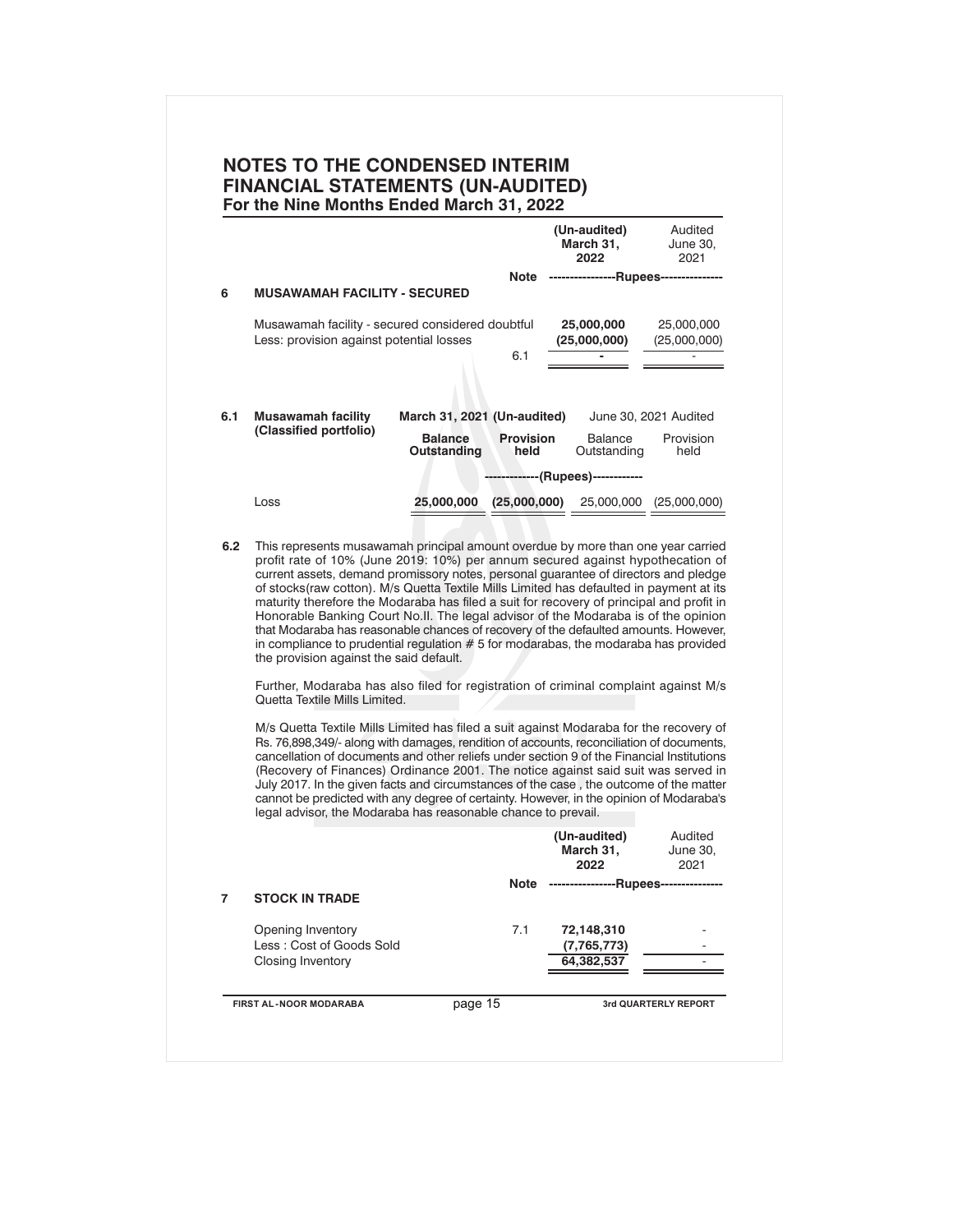# NOTES TO THE CONDENSED INTERIM FINANCIAL STATEMENTS (UN-AUDITED)
## For the Nine Months Ended March 31, 2022

| | | Note | (Un-audited) March 31, 2022 | Audited June 30, 2021 |
|---|---|---|---|---|
| | | | ----------------Rupees---------------- | |
| **6** | **MUSAWAMAH FACILITY - SECURED** | | | |
| | Musawamah facility - secured considered doubtful | | **25,000,000** | 25,000,000 |
| | Less: provision against potential losses | | **(25,000,000)** | (25,000,000) |
| | | 6.1 | **-** | - |

| **6.1** | **Musawamah facility (Classified portfolio)** | March 31, 2021 (Un-audited) | | June 30, 2021 Audited | |
|---|---|---|---|---|---|
| | | **Balance Outstanding** | **Provision held** | Balance Outstanding | Provision held |
| | | -------------(Rupees)------------ | | | |
| | Loss | **25,000,000** | **(25,000,000)** | 25,000,000 | (25,000,000) |

**6.2** This represents musawamah principal amount overdue by more than one year carried profit rate of 10% (June 2019: 10%) per annum secured against hypothecation of current assets, demand promissory notes, personal guarantee of directors and pledge of stocks(raw cotton). M/s Quetta Textile Mills Limited has defaulted in payment at its maturity therefore the Modaraba has filed a suit for recovery of principal and profit in Honorable Banking Court No.II. The legal advisor of the Modaraba is of the opinion that Modaraba has reasonable chances of recovery of the defaulted amounts. However, in compliance to prudential regulation # 5 for modarabas, the modaraba has provided the provision against the said default.

Further, Modaraba has also filed for registration of criminal complaint against M/s Quetta Textile Mills Limited.

M/s Quetta Textile Mills Limited has filed a suit against Modaraba for the recovery of Rs. 76,898,349/- along with damages, rendition of accounts, reconciliation of documents, cancellation of documents and other reliefs under section 9 of the Financial Institutions (Recovery of Finances) Ordinance 2001. The notice against said suit was served in July 2017. In the given facts and circumstances of the case , the outcome of the matter cannot be predicted with any degree of certainty. However, in the opinion of Modaraba's legal advisor, the Modaraba has reasonable chance to prevail.

| | | Note | (Un-audited) March 31, 2022 | Audited June 30, 2021 |
|---|---|---|---|---|
| | | | ----------------Rupees---------------- | |
| **7** | **STOCK IN TRADE** | | | |
| | Opening Inventory | 7.1 | **72,148,310** | - |
| | Less : Cost of Goods Sold | | **(7,765,773)** | - |
| | Closing Inventory | | **64,382,537** | - |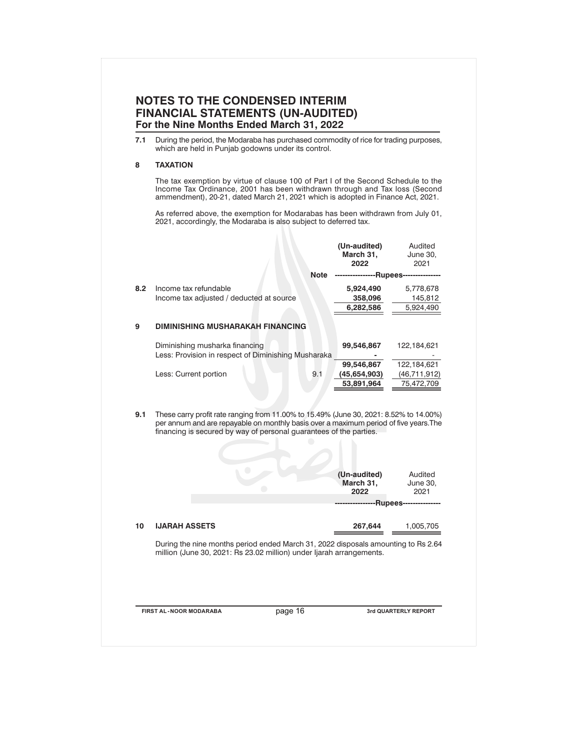# NOTES TO THE CONDENSED INTERIM FINANCIAL STATEMENTS (UN-AUDITED)

## For the Nine Months Ended March 31, 2022

**7.1** During the period, the Modaraba has purchased commodity of rice for trading purposes, which are held in Punjab godowns under its control.

**8 TAXATION**

The tax exemption by virtue of clause 100 of Part I of the Second Schedule to the Income Tax Ordinance, 2001 has been withdrawn through and Tax loss (Second ammendment), 20-21, dated March 21, 2021 which is adopted in Finance Act, 2021.

As referred above, the exemption for Modarabas has been withdrawn from July 01, 2021, accordingly, the Modaraba is also subject to deferred tax.

| | | Note | (Un-audited) March 31, 2022 | Audited June 30, 2021 |
|---|---|---|---|---|
| | | | ----------------Rupees---------------- | |
| **8.2** | Income tax refundable | | **5,924,490** | 5,778,678 |
| | Income tax adjusted / deducted at source | | **358,096** | 145,812 |
| | | | **6,282,586** | 5,924,490 |
| **9** | **DIMINISHING MUSHARAKAH FINANCING** | | | |
| | Diminishing musharka financing | | **99,546,867** | 122,184,621 |
| | Less: Provision in respect of Diminishing Musharaka | | **-** | - |
| | | | **99,546,867** | 122,184,621 |
| | Less: Current portion | 9.1 | **(45,654,903)** | (46,711,912) |
| | | | **53,891,964** | 75,472,709 |

**9.1** These carry profit rate ranging from 11.00% to 15.49% (June 30, 2021: 8.52% to 14.00%) per annum and are repayable on monthly basis over a maximum period of five years. The financing is secured by way of personal guarantees of the parties.

| | | (Un-audited) March 31, 2022 | Audited June 30, 2021 |
|---|---|---|---|
| | | ----------------Rupees---------------- | |
| **10** | **IJARAH ASSETS** | **267,644** | 1,005,705 |

During the nine months period ended March 31, 2022 disposals amounting to Rs 2.64 million (June 30, 2021: Rs 23.02 million) under Ijarah arrangements.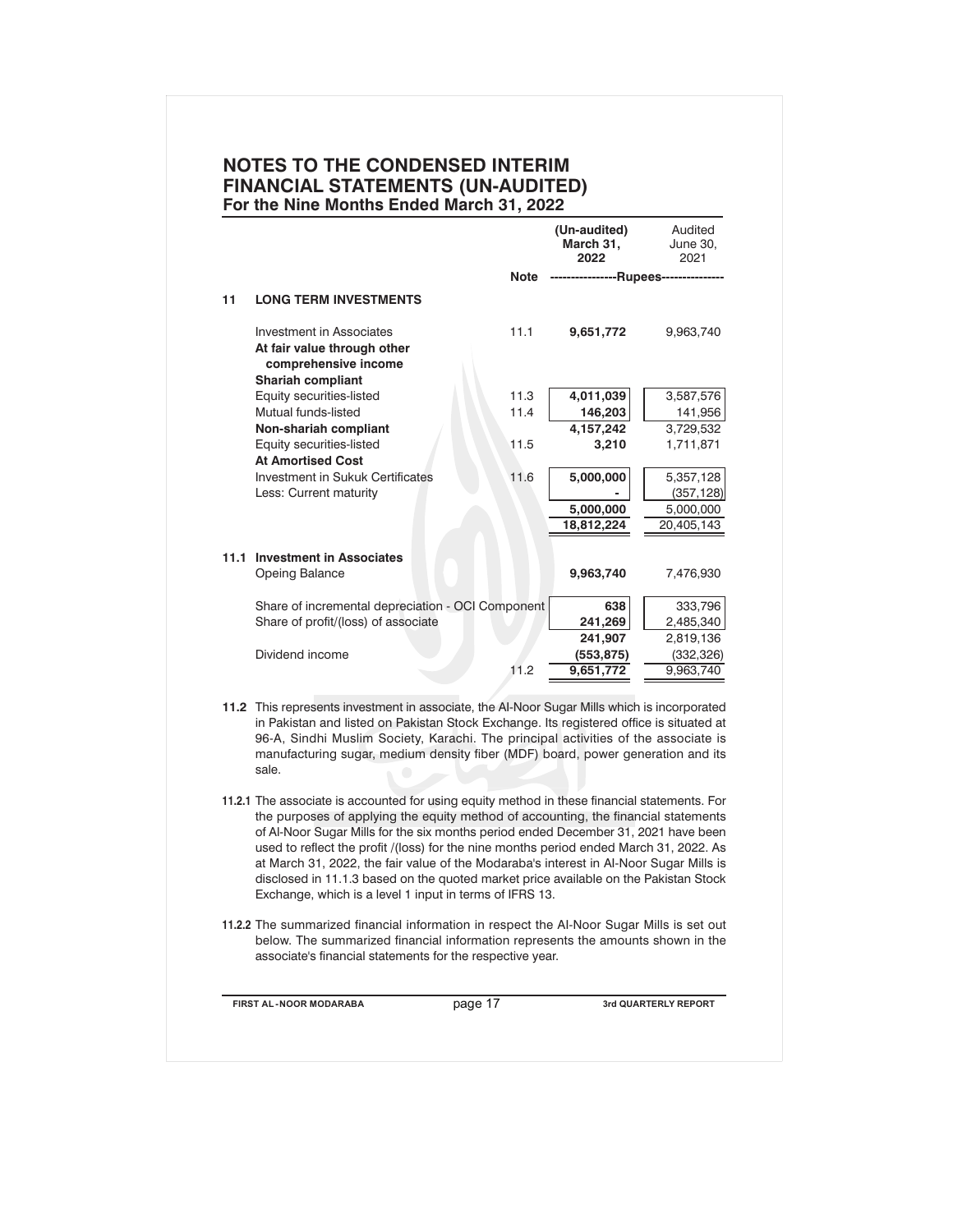# NOTES TO THE CONDENSED INTERIM FINANCIAL STATEMENTS (UN-AUDITED)

## For the Nine Months Ended March 31, 2022

| | | Note | (Un-audited) March 31, 2022 | Audited June 30, 2021 |
|---|---|---|---|---|
| | | | ----------------Rupees---------------- | |
| **11** | **LONG TERM INVESTMENTS** | | | |
| | Investment in Associates | 11.1 | **9,651,772** | 9,963,740 |
| | **At fair value through other comprehensive income** | | | |
| | **Shariah compliant** | | | |
| | Equity securities-listed | 11.3 | **4,011,039** | 3,587,576 |
| | Mutual funds-listed | 11.4 | **146,203** | 141,956 |
| | **Non-shariah compliant** | | **4,157,242** | 3,729,532 |
| | Equity securities-listed | 11.5 | **3,210** | 1,711,871 |
| | **At Amortised Cost** | | | |
| | Investment in Sukuk Certificates | 11.6 | **5,000,000** | 5,357,128 |
| | Less: Current maturity | | **-** | (357,128) |
| | | | **5,000,000** | 5,000,000 |
| | | | **18,812,224** | 20,405,143 |
| **11.1** | **Investment in Associates** | | | |
| | Opeing Balance | | **9,963,740** | 7,476,930 |
| | Share of incremental depreciation - OCI Component | | **638** | 333,796 |
| | Share of profit/(loss) of associate | | **241,269** | 2,485,340 |
| | | | **241,907** | 2,819,136 |
| | Dividend income | | **(553,875)** | (332,326) |
| | | 11.2 | **9,651,772** | 9,963,740 |

**11.2** This represents investment in associate, the Al-Noor Sugar Mills which is incorporated in Pakistan and listed on Pakistan Stock Exchange. Its registered office is situated at 96-A, Sindhi Muslim Society, Karachi. The principal activities of the associate is manufacturing sugar, medium density fiber (MDF) board, power generation and its sale.

**11.2.1** The associate is accounted for using equity method in these financial statements. For the purposes of applying the equity method of accounting, the financial statements of Al-Noor Sugar Mills for the six months period ended December 31, 2021 have been used to reflect the profit /(loss) for the nine months period ended March 31, 2022. As at March 31, 2022, the fair value of the Modaraba's interest in Al-Noor Sugar Mills is disclosed in 11.1.3 based on the quoted market price available on the Pakistan Stock Exchange, which is a level 1 input in terms of IFRS 13.

**11.2.2** The summarized financial information in respect the Al-Noor Sugar Mills is set out below. The summarized financial information represents the amounts shown in the associate's financial statements for the respective year.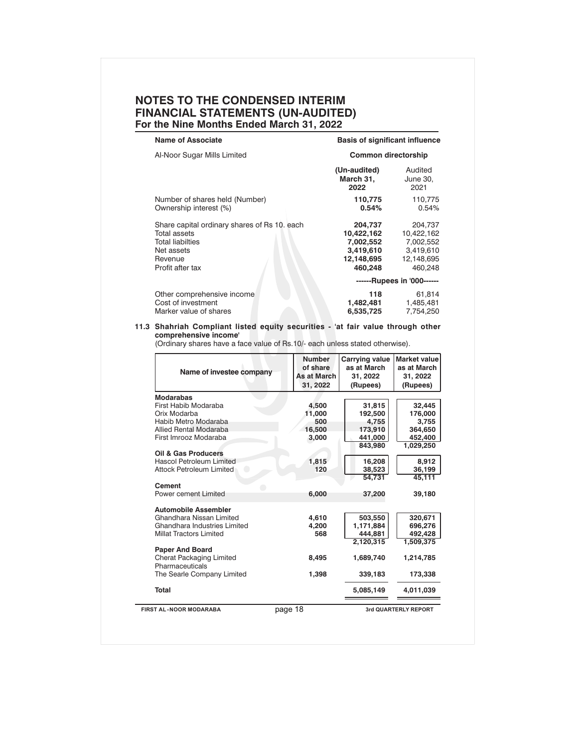# NOTES TO THE CONDENSED INTERIM FINANCIAL STATEMENTS (UN-AUDITED)

## For the Nine Months Ended March 31, 2022

| Name of Associate | Basis of significant influence | |
|---|---|---|
| Al-Noor Sugar Mills Limited | Common directorship | |
| | **(Un-audited) March 31, 2022** | Audited June 30, 2021 |
| Number of shares held (Number) | **110,775** | 110,775 |
| Ownership interest (%) | **0.54%** | 0.54% |
| Share capital ordinary shares of Rs 10. each | **204,737** | 204,737 |
| Total assets | **10,422,162** | 10,422,162 |
| Total liabilties | **7,002,552** | 7,002,552 |
| Net assets | **3,419,610** | 3,419,610 |
| Revenue | **12,148,695** | 12,148,695 |
| Profit after tax | **460,248** | 460,248 |
| | ------Rupees in '000------ | |
| Other comprehensive income | **118** | 61,814 |
| Cost of investment | **1,482,481** | 1,485,481 |
| Marker value of shares | **6,535,725** | 7,754,250 |

**11.3 Shahriah Compliant listed equity securities - 'at fair value through other comprehensive income'**

(Ordinary shares have a face value of Rs.10/- each unless stated otherwise).

| Name of investee company | Number of share As at March 31, 2022 | Carrying value as at March 31, 2022 (Rupees) | Market value as at March 31, 2022 (Rupees) |
|---|---|---|---|
| **Modarabas** | | | |
| First Habib Modaraba | **4,500** | **31,815** | **32,445** |
| Orix Modarba | **11,000** | **192,500** | **176,000** |
| Habib Metro Modaraba | **500** | **4,755** | **3,755** |
| Allied Rental Modaraba | **16,500** | **173,910** | **364,650** |
| First Imrooz Modaraba | **3,000** | **441,000** | **452,400** |
| | | **843,980** | **1,029,250** |
| **Oil & Gas Producers** | | | |
| Hascol Petroleum Limited | **1,815** | **16,208** | **8,912** |
| Attock Petroleum Limited | **120** | **38,523** | **36,199** |
| | | **54,731** | **45,111** |
| **Cement** | | | |
| Power cement Limited | **6,000** | **37,200** | **39,180** |
| **Automobile Assembler** | | | |
| Ghandhara Nissan Limited | **4,610** | **503,550** | **320,671** |
| Ghandhara Industries Limited | **4,200** | **1,171,884** | **696,276** |
| Millat Tractors Limited | **568** | **444,881** | **492,428** |
| | | **2,120,315** | **1,509,375** |
| **Paper And Board** | | | |
| Cherat Packaging Limited | **8,495** | **1,689,740** | **1,214,785** |
| Pharmaceuticals | | | |
| The Searle Company Limited | **1,398** | **339,183** | **173,338** |
| **Total** | | **5,085,149** | **4,011,039** |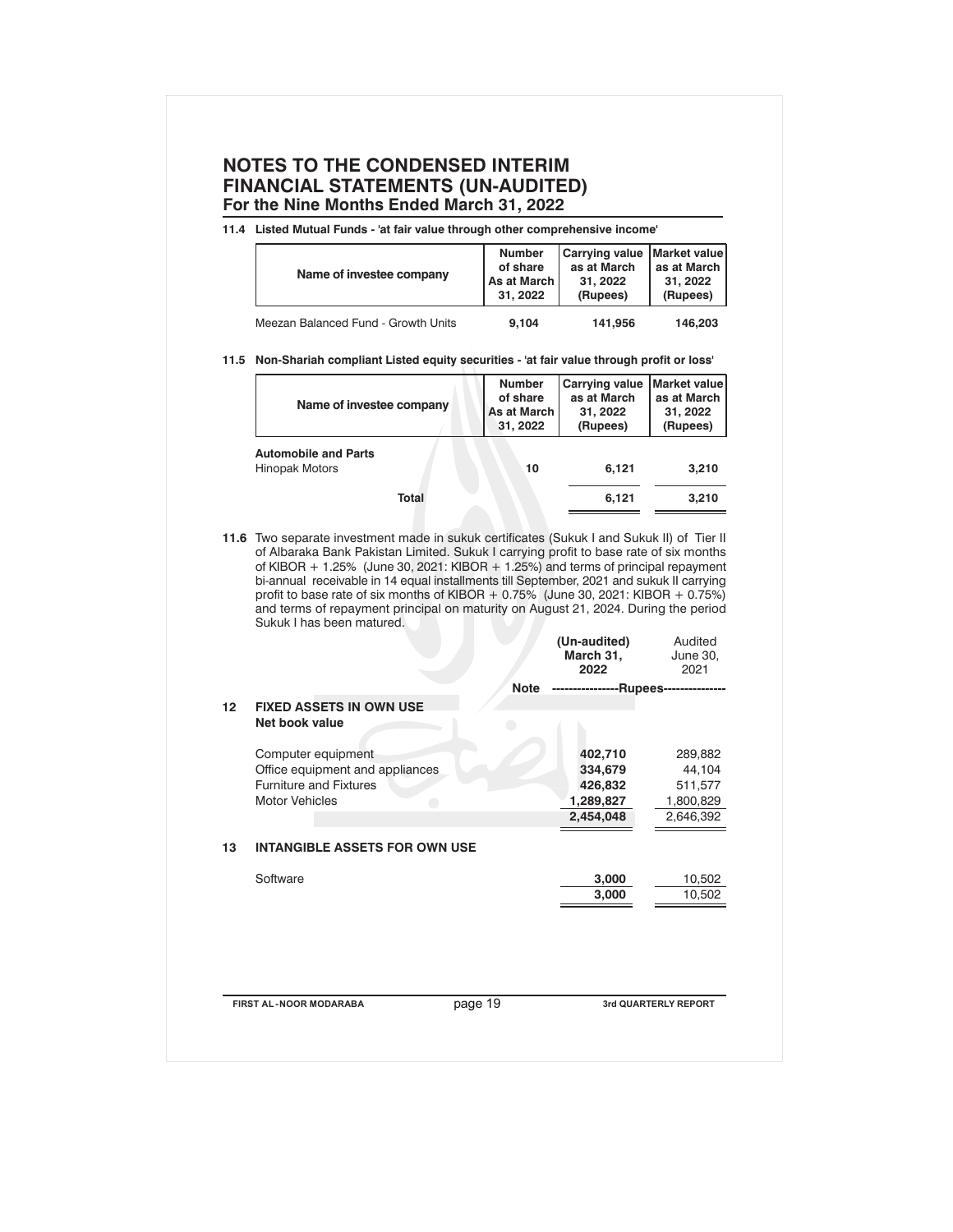# NOTES TO THE CONDENSED INTERIM FINANCIAL STATEMENTS (UN-AUDITED)
## For the Nine Months Ended March 31, 2022

**11.4 Listed Mutual Funds - 'at fair value through other comprehensive income'**

| Name of investee company | Number of share As at March 31, 2022 | Carrying value as at March 31, 2022 (Rupees) | Market value as at March 31, 2022 (Rupees) |
|---|---|---|---|
| Meezan Balanced Fund - Growth Units | **9,104** | **141,956** | **146,203** |

**11.5 Non-Shariah compliant Listed equity securities - 'at fair value through profit or loss'**

| Name of investee company | Number of share As at March 31, 2022 | Carrying value as at March 31, 2022 (Rupees) | Market value as at March 31, 2022 (Rupees) |
|---|---|---|---|
| **Automobile and Parts** | | | |
| Hinopak Motors | **10** | **6,121** | **3,210** |
| **Total** | | **6,121** | **3,210** |

**11.6** Two separate investment made in sukuk certificates (Sukuk I and Sukuk II) of Tier II of Albaraka Bank Pakistan Limited. Sukuk I carrying profit to base rate of six months of KIBOR + 1.25% (June 30, 2021: KIBOR + 1.25%) and terms of principal repayment bi-annual receivable in 14 equal installments till September, 2021 and sukuk II carrying profit to base rate of six months of KIBOR + 0.75% (June 30, 2021: KIBOR + 0.75%) and terms of repayment principal on maturity on August 21, 2024. During the period Sukuk I has been matured.

| | | Note | (Un-audited) March 31, 2022 | Audited June 30, 2021 |
|---|---|---|---|---|
| | | | ----------------Rupees---------------- | |
| **12** | **FIXED ASSETS IN OWN USE** | | | |
| | **Net book value** | | | |
| | Computer equipment | | **402,710** | 289,882 |
| | Office equipment and appliances | | **334,679** | 44,104 |
| | Furniture and Fixtures | | **426,832** | 511,577 |
| | Motor Vehicles | | **1,289,827** | 1,800,829 |
| | | | **2,454,048** | 2,646,392 |
| **13** | **INTANGIBLE ASSETS FOR OWN USE** | | | |
| | Software | | **3,000** | 10,502 |
| | | | **3,000** | 10,502 |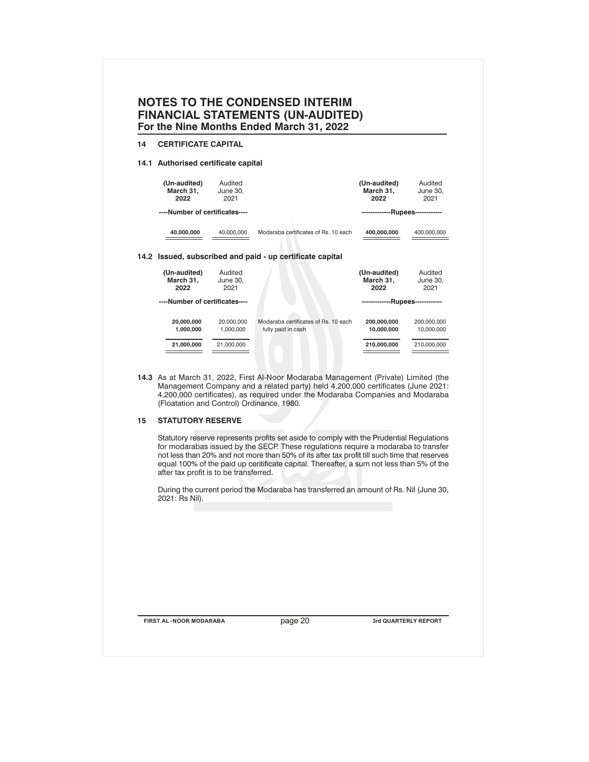# NOTES TO THE CONDENSED INTERIM FINANCIAL STATEMENTS (UN-AUDITED)
## For the Nine Months Ended March 31, 2022

### 14 CERTIFICATE CAPITAL

#### 14.1 Authorised certificate capital

| (Un-audited) March 31, 2022 | Audited June 30, 2021 | | (Un-audited) March 31, 2022 | Audited June 30, 2021 |
|---|---|---|---|---|
| ----Number of certificates---- | | | -------------Rupees------------ | |
| **40,000,000** | 40,000,000 | Modaraba certificates of Rs. 10 each | **400,000,000** | 400,000,000 |

#### 14.2 Issued, subscribed and paid - up certificate capital

| (Un-audited) March 31, 2022 | Audited June 30, 2021 | | (Un-audited) March 31, 2022 | Audited June 30, 2021 |
|---|---|---|---|---|
| ----Number of certificates---- | | | -------------Rupees------------ | |
| **20,000,000** | 20,000,000 | Modaraba certificates of Rs. 10 each | **200,000,000** | 200,000,000 |
| **1,000,000** | 1,000,000 | fully paid in cash | **10,000,000** | 10,000,000 |
| **21,000,000** | 21,000,000 | | **210,000,000** | 210,000,000 |

**14.3** As at March 31, 2022, First Al-Noor Modaraba Management (Private) Limited (the Management Company and a related party) held 4,200,000 certificates (June 2021: 4,200,000 certificates), as required under the Modaraba Companies and Modaraba (Floatation and Control) Ordinance, 1980.

### 15 STATUTORY RESERVE

Statutory reserve represents profits set aside to comply with the Prudential Regulations for modarabas issued by the SECP. These regulations require a modaraba to transfer not less than 20% and not more than 50% of its after tax profit till such time that reserves equal 100% of the paid up ceritificate capital. Thereafter, a sum not less than 5% of the after tax profit is to be transferred.

During the current period the Modaraba has transferred an amount of Rs. Nil (June 30, 2021: Rs Nil).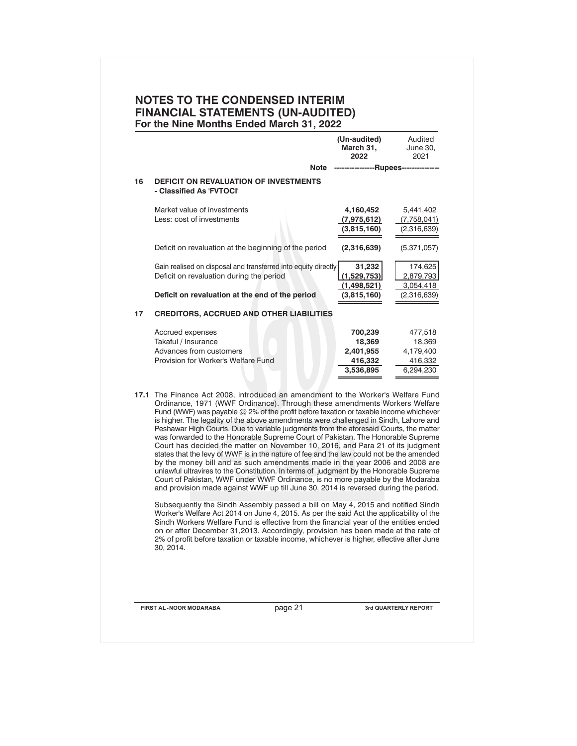# NOTES TO THE CONDENSED INTERIM FINANCIAL STATEMENTS (UN-AUDITED)

## For the Nine Months Ended March 31, 2022

| | | Note | (Un-audited) March 31, 2022 | Audited June 30, 2021 |
|---|---|---|---|---|
| | | | ----------------Rupees---------------- | |
| **16** | **DEFICIT ON REVALUATION OF INVESTMENTS - Classified As 'FVTOCI'** | | | |
| | Market value of investments | | **4,160,452** | 5,441,402 |
| | Less: cost of investments | | **(7,975,612)** | (7,758,041) |
| | | | **(3,815,160)** | (2,316,639) |
| | Deficit on revaluation at the beginning of the period | | **(2,316,639)** | (5,371,057) |
| | Gain realised on disposal and transferred into equity directly | | **31,232** | 174,625 |
| | Deficit on revaluation during the period | | **(1,529,753)** | 2,879,793 |
| | | | **(1,498,521)** | 3,054,418 |
| | **Deficit on revaluation at the end of the period** | | **(3,815,160)** | (2,316,639) |
| **17** | **CREDITORS, ACCRUED AND OTHER LIABILITIES** | | | |
| | Accrued expenses | | **700,239** | 477,518 |
| | Takaful / Insurance | | **18,369** | 18,369 |
| | Advances from customers | | **2,401,955** | 4,179,400 |
| | Provision for Worker's Welfare Fund | | **416,332** | 416,332 |
| | | | **3,536,895** | 6,294,230 |

**17.1** The Finance Act 2008, introduced an amendment to the Worker's Welfare Fund Ordinance, 1971 (WWF Ordinance). Through these amendments Workers Welfare Fund (WWF) was payable @ 2% of the profit before taxation or taxable income whichever is higher. The legality of the above amendments were challenged in Sindh, Lahore and Peshawar High Courts. Due to variable judgments from the aforesaid Courts, the matter was forwarded to the Honorable Supreme Court of Pakistan. The Honorable Supreme Court has decided the matter on November 10, 2016, and Para 21 of its judgment states that the levy of WWF is in the nature of fee and the law could not be the amended by the money bill and as such amendments made in the year 2006 and 2008 are unlawful ultravires to the Constitution. In terms of judgment by the Honorable Supreme Court of Pakistan, WWF under WWF Ordinance, is no more payable by the Modaraba and provision made against WWF up till June 30, 2014 is reversed during the period.

Subsequently the Sindh Assembly passed a bill on May 4, 2015 and notified Sindh Worker's Welfare Act 2014 on June 4, 2015. As per the said Act the applicability of the Sindh Workers Welfare Fund is effective from the financial year of the entities ended on or after December 31,2013. Accordingly, provision has been made at the rate of 2% of profit before taxation or taxable income, whichever is higher, effective after June 30, 2014.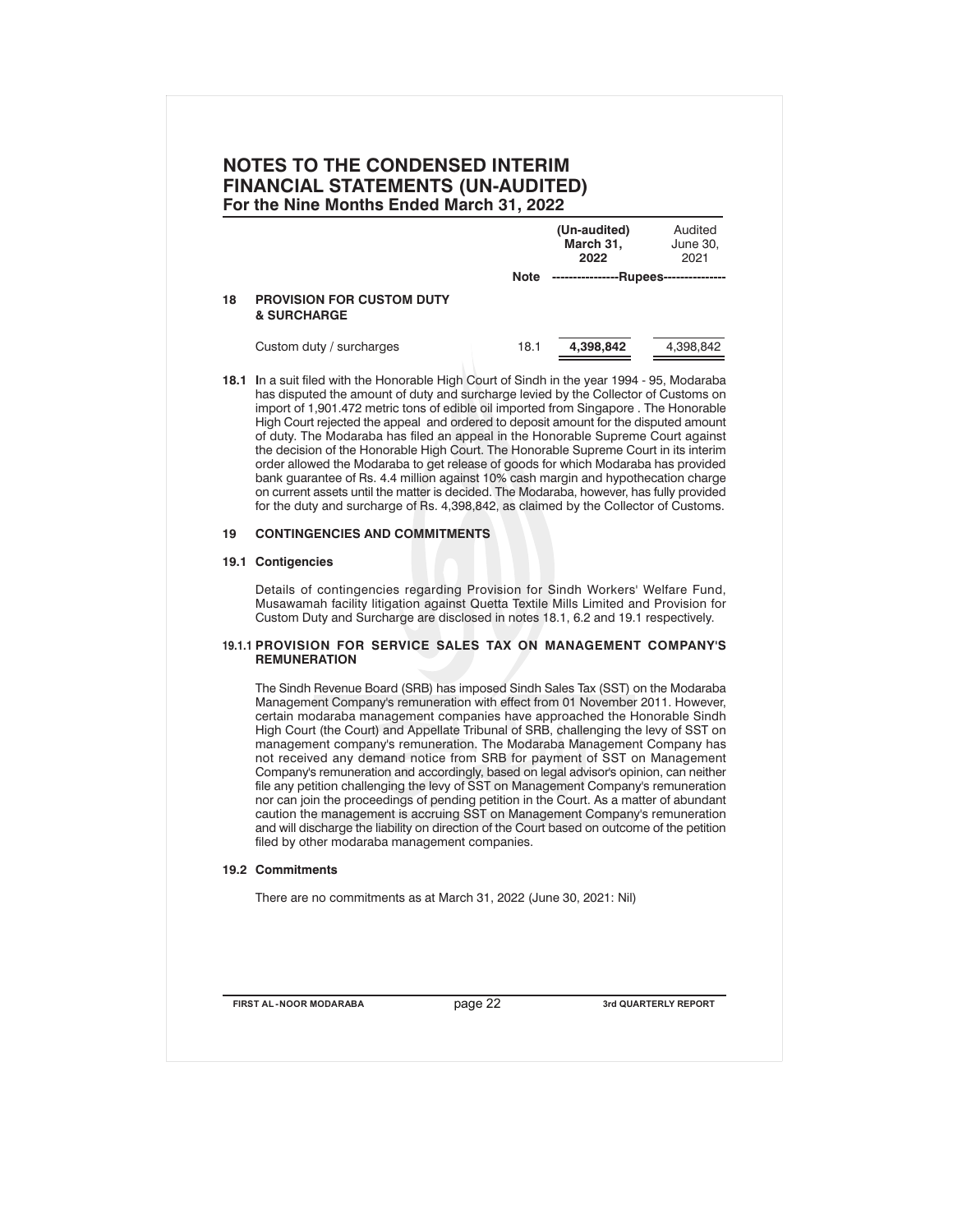# NOTES TO THE CONDENSED INTERIM FINANCIAL STATEMENTS (UN-AUDITED)

## For the Nine Months Ended March 31, 2022

| | | Note | (Un-audited) March 31, 2022 | Audited June 30, 2021 |
|---|---|---|---|---|
| | | | ----------------Rupees---------------- | |
| **18** | **PROVISION FOR CUSTOM DUTY & SURCHARGE** | | | |
| | Custom duty / surcharges | 18.1 | **4,398,842** | 4,398,842 |

**18.1** In a suit filed with the Honorable High Court of Sindh in the year 1994 - 95, Modaraba has disputed the amount of duty and surcharge levied by the Collector of Customs on import of 1,901.472 metric tons of edible oil imported from Singapore . The Honorable High Court rejected the appeal and ordered to deposit amount for the disputed amount of duty. The Modaraba has filed an appeal in the Honorable Supreme Court against the decision of the Honorable High Court. The Honorable Supreme Court in its interim order allowed the Modaraba to get release of goods for which Modaraba has provided bank guarantee of Rs. 4.4 million against 10% cash margin and hypothecation charge on current assets until the matter is decided. The Modaraba, however, has fully provided for the duty and surcharge of Rs. 4,398,842, as claimed by the Collector of Customs.

### 19 CONTINGENCIES AND COMMITMENTS

#### 19.1 Contigencies

Details of contingencies regarding Provision for Sindh Workers' Welfare Fund, Musawamah facility litigation against Quetta Textile Mills Limited and Provision for Custom Duty and Surcharge are disclosed in notes 18.1, 6.2 and 19.1 respectively.

#### 19.1.1 PROVISION FOR SERVICE SALES TAX ON MANAGEMENT COMPANY'S REMUNERATION

The Sindh Revenue Board (SRB) has imposed Sindh Sales Tax (SST) on the Modaraba Management Company's remuneration with effect from 01 November 2011. However, certain modaraba management companies have approached the Honorable Sindh High Court (the Court) and Appellate Tribunal of SRB, challenging the levy of SST on management company's remuneration. The Modaraba Management Company has not received any demand notice from SRB for payment of SST on Management Company's remuneration and accordingly, based on legal advisor's opinion, can neither file any petition challenging the levy of SST on Management Company's remuneration nor can join the proceedings of pending petition in the Court. As a matter of abundant caution the management is accruing SST on Management Company's remuneration and will discharge the liability on direction of the Court based on outcome of the petition filed by other modaraba management companies.

#### 19.2 Commitments

There are no commitments as at March 31, 2022 (June 30, 2021: Nil)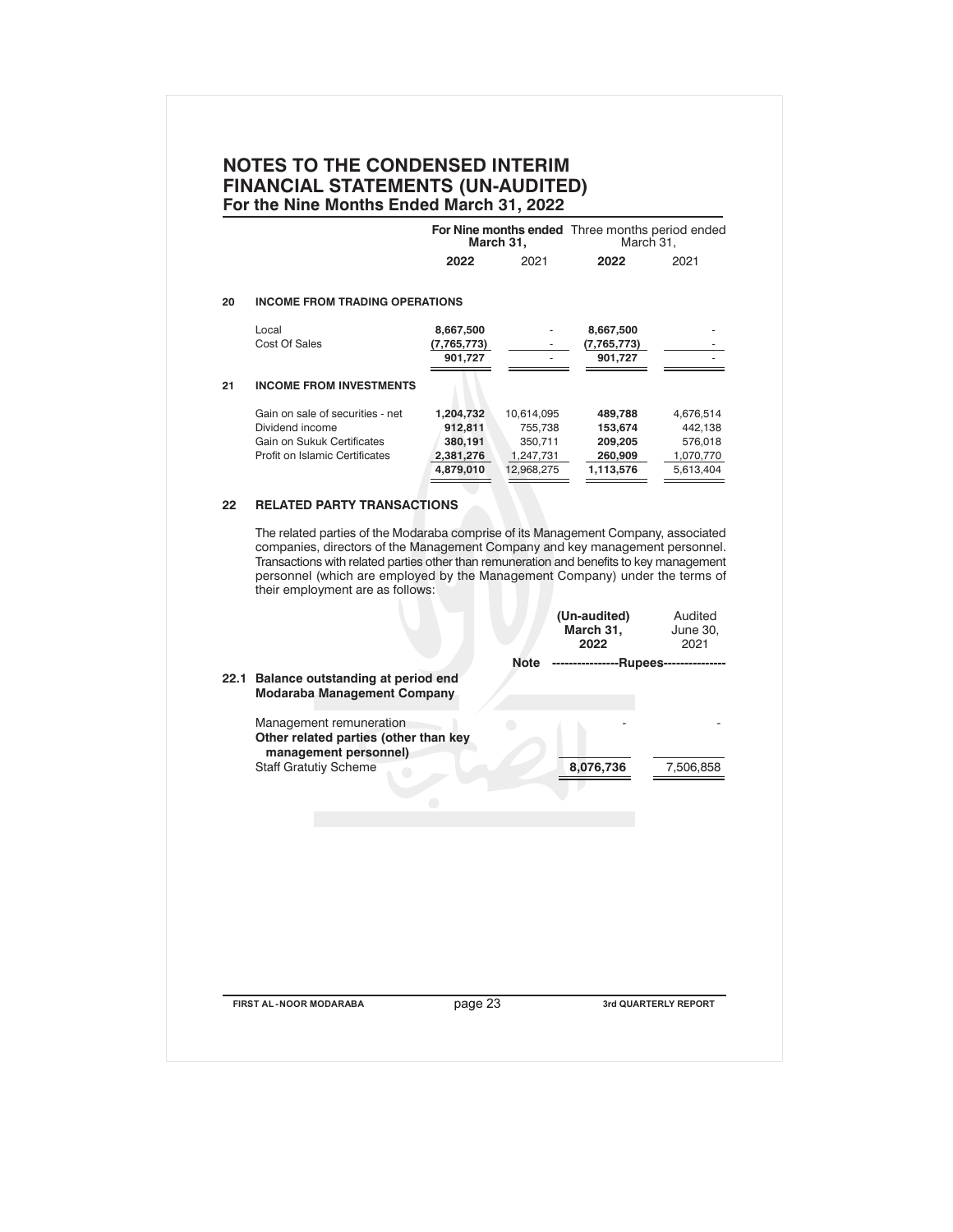# NOTES TO THE CONDENSED INTERIM FINANCIAL STATEMENTS (UN-AUDITED)

## For the Nine Months Ended March 31, 2022

| | | For Nine months ended March 31, | | Three months period ended March 31, | |
|---|---|---|---|---|---|
| | | **2022** | 2021 | **2022** | 2021 |
| **20** | **INCOME FROM TRADING OPERATIONS** | | | | |
| | Local | **8,667,500** | - | **8,667,500** | - |
| | Cost Of Sales | **(7,765,773)** | - | **(7,765,773)** | - |
| | | **901,727** | - | **901,727** | - |
| **21** | **INCOME FROM INVESTMENTS** | | | | |
| | Gain on sale of securities - net | **1,204,732** | 10,614,095 | **489,788** | 4,676,514 |
| | Dividend income | **912,811** | 755,738 | **153,674** | 442,138 |
| | Gain on Sukuk Certificates | **380,191** | 350,711 | **209,205** | 576,018 |
| | Profit on Islamic Certificates | **2,381,276** | 1,247,731 | **260,909** | 1,070,770 |
| | | **4,879,010** | 12,968,275 | **1,113,576** | 5,613,404 |

## 22 RELATED PARTY TRANSACTIONS

The related parties of the Modaraba comprise of its Management Company, associated companies, directors of the Management Company and key management personnel. Transactions with related parties other than remuneration and benefits to key management personnel (which are employed by the Management Company) under the terms of their employment are as follows:

| | Note | (Un-audited) March 31, 2022 | Audited June 30, 2021 |
|---|---|---|---|
| | | -Rupees- | |
| **22.1 Balance outstanding at period end** | | | |
| **Modaraba Management Company** | | | |
| Management remuneration | | - | - |
| **Other related parties (other than key management personnel)** | | | |
| Staff Gratutiy Scheme | | **8,076,736** | 7,506,858 |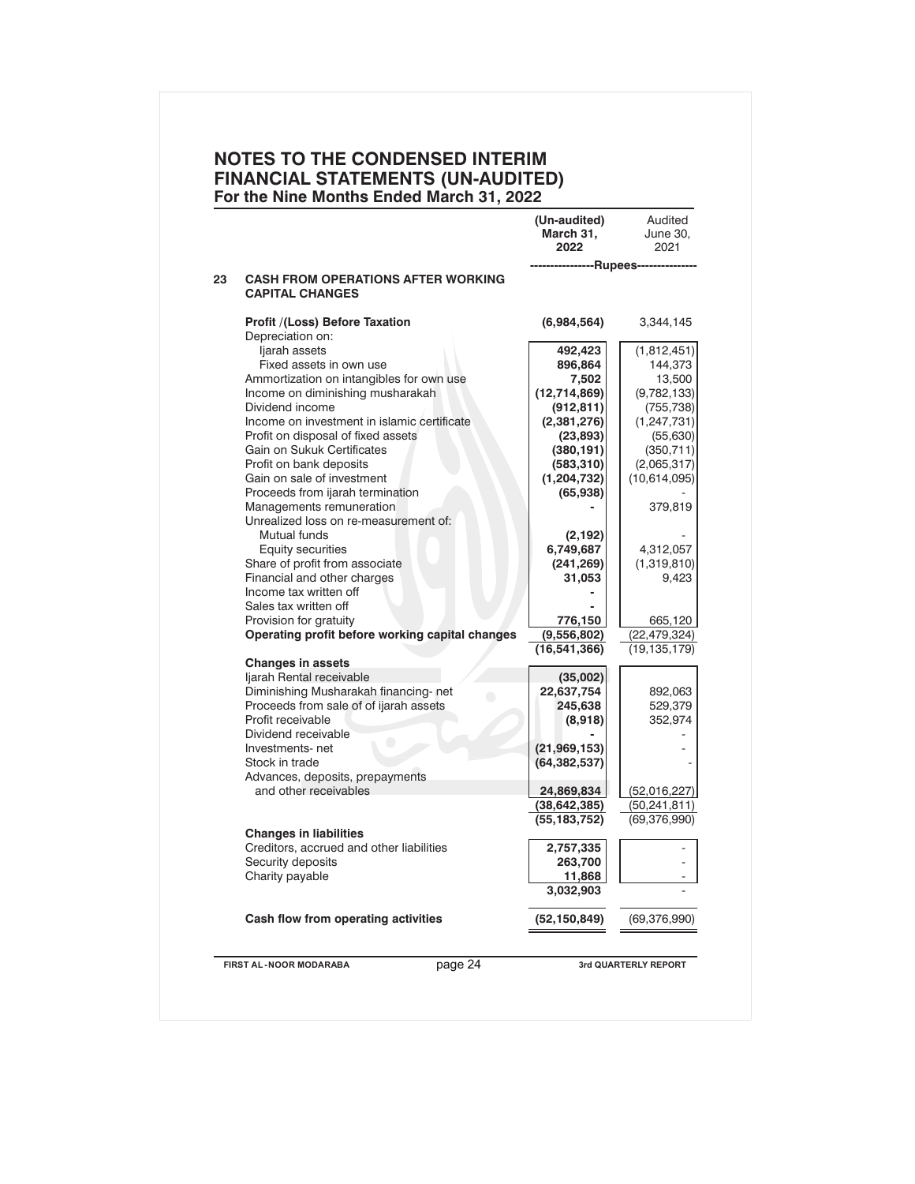# NOTES TO THE CONDENSED INTERIM FINANCIAL STATEMENTS (UN-AUDITED)
## For the Nine Months Ended March 31, 2022

| | | (Un-audited) March 31, 2022 | Audited June 30, 2021 |
|---|---|---|---|
| | | ----------------Rupees---------------- | |
| 23 | **CASH FROM OPERATIONS AFTER WORKING CAPITAL CHANGES** | | |
| | **Profit /(Loss) Before Taxation** | **(6,984,564)** | 3,344,145 |
| | Depreciation on: | | |
| | Ijarah assets | **492,423** | (1,812,451) |
| | Fixed assets in own use | **896,864** | 144,373 |
| | Ammortization on intangibles for own use | **7,502** | 13,500 |
| | Income on diminishing musharakah | **(12,714,869)** | (9,782,133) |
| | Dividend income | **(912,811)** | (755,738) |
| | Income on investment in islamic certificate | **(2,381,276)** | (1,247,731) |
| | Profit on disposal of fixed assets | **(23,893)** | (55,630) |
| | Gain on Sukuk Certificates | **(380,191)** | (350,711) |
| | Profit on bank deposits | **(583,310)** | (2,065,317) |
| | Gain on sale of investment | **(1,204,732)** | (10,614,095) |
| | Proceeds from ijarah termination | **(65,938)** | - |
| | Managements remuneration | **-** | 379,819 |
| | Unrealized loss on re-measurement of: | | |
| | Mutual funds | **(2,192)** | - |
| | Equity securities | **6,749,687** | 4,312,057 |
| | Share of profit from associate | **(241,269)** | (1,319,810) |
| | Financial and other charges | **31,053** | 9,423 |
| | Income tax written off | **-** | |
| | Sales tax written off | **-** | |
| | Provision for gratuity | **776,150** | 665,120 |
| | **Operating profit before working capital changes** | **(9,556,802)** | (22,479,324) |
| | | **(16,541,366)** | (19,135,179) |
| | **Changes in assets** | | |
| | Ijarah Rental receivable | **(35,002)** | |
| | Diminishing Musharakah financing- net | **22,637,754** | 892,063 |
| | Proceeds from sale of of ijarah assets | **245,638** | 529,379 |
| | Profit receivable | **(8,918)** | 352,974 |
| | Dividend receivable | **-** | - |
| | Investments- net | **(21,969,153)** | - |
| | Stock in trade | **(64,382,537)** | - |
| | Advances, deposits, prepayments and other receivables | **24,869,834** | (52,016,227) |
| | | **(38,642,385)** | (50,241,811) |
| | | **(55,183,752)** | (69,376,990) |
| | **Changes in liabilities** | | |
| | Creditors, accrued and other liabilities | **2,757,335** | - |
| | Security deposits | **263,700** | - |
| | Charity payable | **11,868** | - |
| | | **3,032,903** | - |
| | **Cash flow from operating activities** | **(52,150,849)** | (69,376,990) |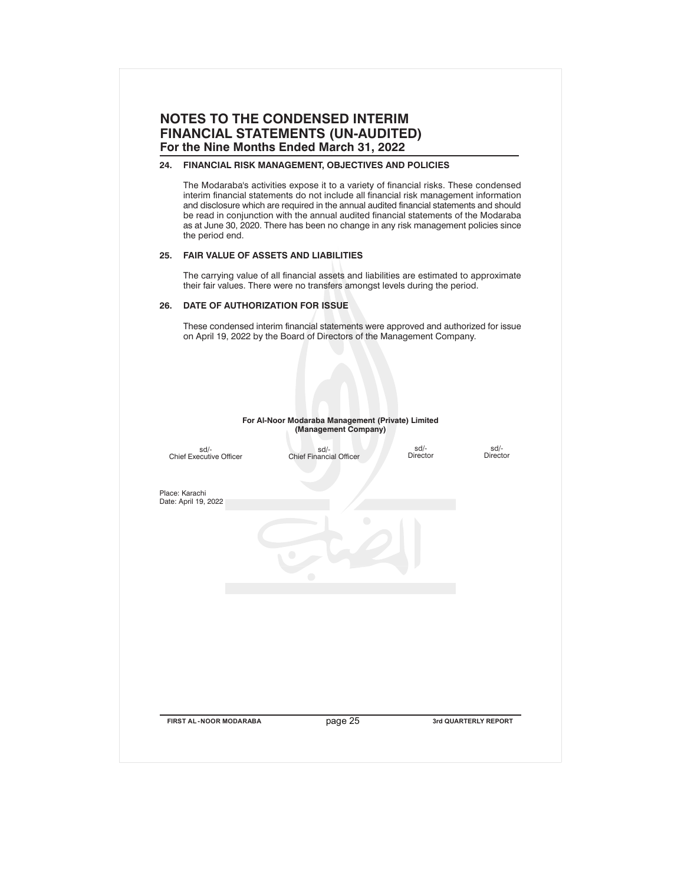# NOTES TO THE CONDENSED INTERIM FINANCIAL STATEMENTS (UN-AUDITED)

## For the Nine Months Ended March 31, 2022

### 24. FINANCIAL RISK MANAGEMENT, OBJECTIVES AND POLICIES

The Modaraba's activities expose it to a variety of financial risks. These condensed interim financial statements do not include all financial risk management information and disclosure which are required in the annual audited financial statements and should be read in conjunction with the annual audited financial statements of the Modaraba as at June 30, 2020. There has been no change in any risk management policies since the period end.

### 25. FAIR VALUE OF ASSETS AND LIABILITIES

The carrying value of all financial assets and liabilities are estimated to approximate their fair values. There were no transfers amongst levels during the period.

### 26. DATE OF AUTHORIZATION FOR ISSUE

These condensed interim financial statements were approved and authorized for issue on April 19, 2022 by the Board of Directors of the Management Company.

**For Al-Noor Modaraba Management (Private) Limited**
**(Management Company)**

| sd/- | sd/- | sd/- | sd/- |
|---|---|---|---|
| Chief Executive Officer | Chief Financial Officer | Director | Director |

Place: Karachi
Date: April 19, 2022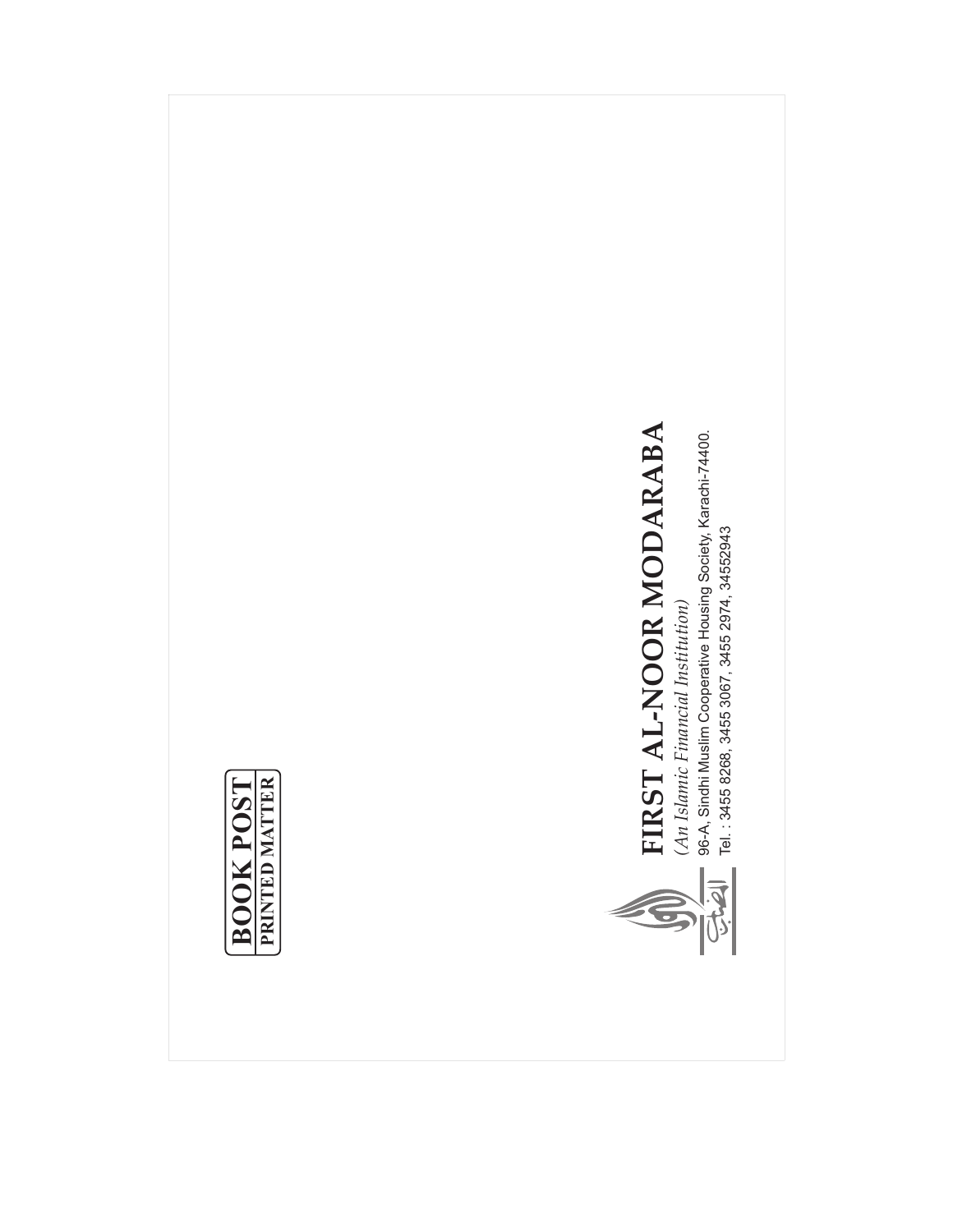**BOOK POST**
**PRINTED MATTER**

# FIRST AL-NOOR MODARABA

*(An Islamic Financial Institution)*

96-A, Sindhi Muslim Cooperative Housing Society, Karachi-74400.

Tel. : 3455 8268, 3455 3067, 3455 2974, 34552943